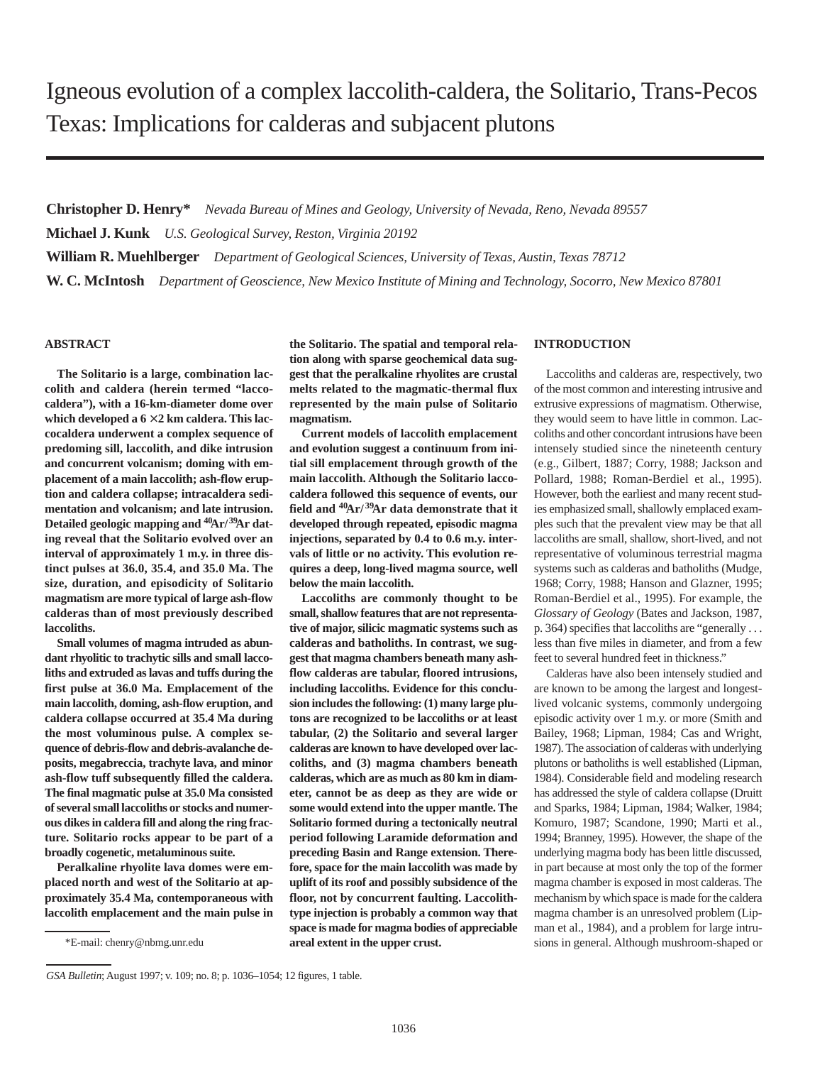# Igneous evolution of a complex laccolith-caldera, the Solitario, Trans-Pecos Texas: Implications for calderas and subjacent plutons

**Christopher D. Henry*** *Nevada Bureau of Mines and Geology, University of Nevada, Reno, Nevada 89557*

**Michael J. Kunk** *U.S. Geological Survey, Reston, Virginia 20192*

**William R. Muehlberger** *Department of Geological Sciences, University of Texas, Austin, Texas 78712*

**W. C. McIntosh** *Department of Geoscience, New Mexico Institute of Mining and Technology, Socorro, New Mexico 87801*

## ABSTRACT

**The Solitario is a large, combination laccolith and caldera (herein termed "laccocaldera"), with a 16-km-diameter dome over which developed a 6 × 2 km caldera. This laccocaldera underwent a complex sequence of predoming sill, laccolith, and dike intrusion and concurrent volcanism; doming with emplacement of a main laccolith; ash-flow eruption and caldera collapse; intracaldera sedimentation and volcanism; and late intrusion. Detailed geologic mapping and $^{40}Ar/^{39}Ar$ dating reveal that the Solitario evolved over an interval of approximately 1 m.y. in three distinct pulses at 36.0, 35.4, and 35.0 Ma. The size, duration, and episodicity of Solitario magmatism are more typical of large ash-flow calderas than of most previously described laccoliths.**

**Small volumes of magma intruded as abundant rhyolitic to trachytic sills and small laccoliths and extruded as lavas and tuffs during the first pulse at 36.0 Ma. Emplacement of the main laccolith, doming, ash-flow eruption, and caldera collapse occurred at 35.4 Ma during the most voluminous pulse. A complex sequence of debris-flow and debris-avalanche deposits, megabreccia, trachyte lava, and minor ash-flow tuff subsequently filled the caldera. The final magmatic pulse at 35.0 Ma consisted of several small laccoliths or stocks and numerous dikes in caldera fill and along the ring fracture. Solitario rocks appear to be part of a broadly cogenetic, metaluminous suite.**

**Peralkaline rhyolite lava domes were emplaced north and west of the Solitario at approximately 35.4 Ma, contemporaneous with laccolith emplacement and the main pulse in the Solitario. The spatial and temporal relation along with sparse geochemical data suggest that the peralkaline rhyolites are crustal melts related to the magmatic-thermal flux represented by the main pulse of Solitario magmatism.**

**Current models of laccolith emplacement and evolution suggest a continuum from initial sill emplacement through growth of the main laccolith. Although the Solitario laccocaldera followed this sequence of events, our field and $^{40}Ar/^{39}Ar$ data demonstrate that it developed through repeated, episodic magma injections, separated by 0.4 to 0.6 m.y. intervals of little or no activity. This evolution requires a deep, long-lived magma source, well below the main laccolith.**

**Laccoliths are commonly thought to be small, shallow features that are not representative of major, silicic magmatic systems such as calderas and batholiths. In contrast, we suggest that magma chambers beneath many ash-flow calderas are tabular, floored intrusions, including laccoliths. Evidence for this conclusion includes the following: (1) many large plutons are recognized to be laccoliths or at least tabular, (2) the Solitario and several larger calderas are known to have developed over laccoliths, and (3) magma chambers beneath calderas, which are as much as 80 km in diameter, cannot be as deep as they are wide or some would extend into the upper mantle. The Solitario formed during a tectonically neutral period following Laramide deformation and preceding Basin and Range extension. Therefore, space for the main laccolith was made by uplift of its roof and possibly subsidence of the floor, not by concurrent faulting. Laccolith-type injection is probably a common way that space is made for magma bodies of appreciable areal extent in the upper crust.**

*E-mail: chenry@nbmg.unr.edu

## INTRODUCTION

Laccoliths and calderas are, respectively, two of the most common and interesting intrusive and extrusive expressions of magmatism. Otherwise, they would seem to have little in common. Laccoliths and other concordant intrusions have been intensely studied since the nineteenth century (e.g., Gilbert, 1887; Corry, 1988; Jackson and Pollard, 1988; Roman-Berdiel et al., 1995). However, both the earliest and many recent studies emphasized small, shallowly emplaced examples such that the prevalent view may be that all laccoliths are small, shallow, short-lived, and not representative of voluminous terrestrial magma systems such as calderas and batholiths (Mudge, 1968; Corry, 1988; Hanson and Glazner, 1995; Roman-Berdiel et al., 1995). For example, the *Glossary of Geology* (Bates and Jackson, 1987, p. 364) specifies that laccoliths are "generally . . . less than five miles in diameter, and from a few feet to several hundred feet in thickness."

Calderas have also been intensely studied and are known to be among the largest and longest-lived volcanic systems, commonly undergoing episodic activity over 1 m.y. or more (Smith and Bailey, 1968; Lipman, 1984; Cas and Wright, 1987). The association of calderas with underlying plutons or batholiths is well established (Lipman, 1984). Considerable field and modeling research has addressed the style of caldera collapse (Druitt and Sparks, 1984; Lipman, 1984; Walker, 1984; Komuro, 1987; Scandone, 1990; Marti et al., 1994; Branney, 1995). However, the shape of the underlying magma body has been little discussed, in part because at most only the top of the former magma chamber is exposed in most calderas. The mechanism by which space is made for the caldera magma chamber is an unresolved problem (Lipman et al., 1984), and a problem for large intrusions in general. Although mushroom-shaped or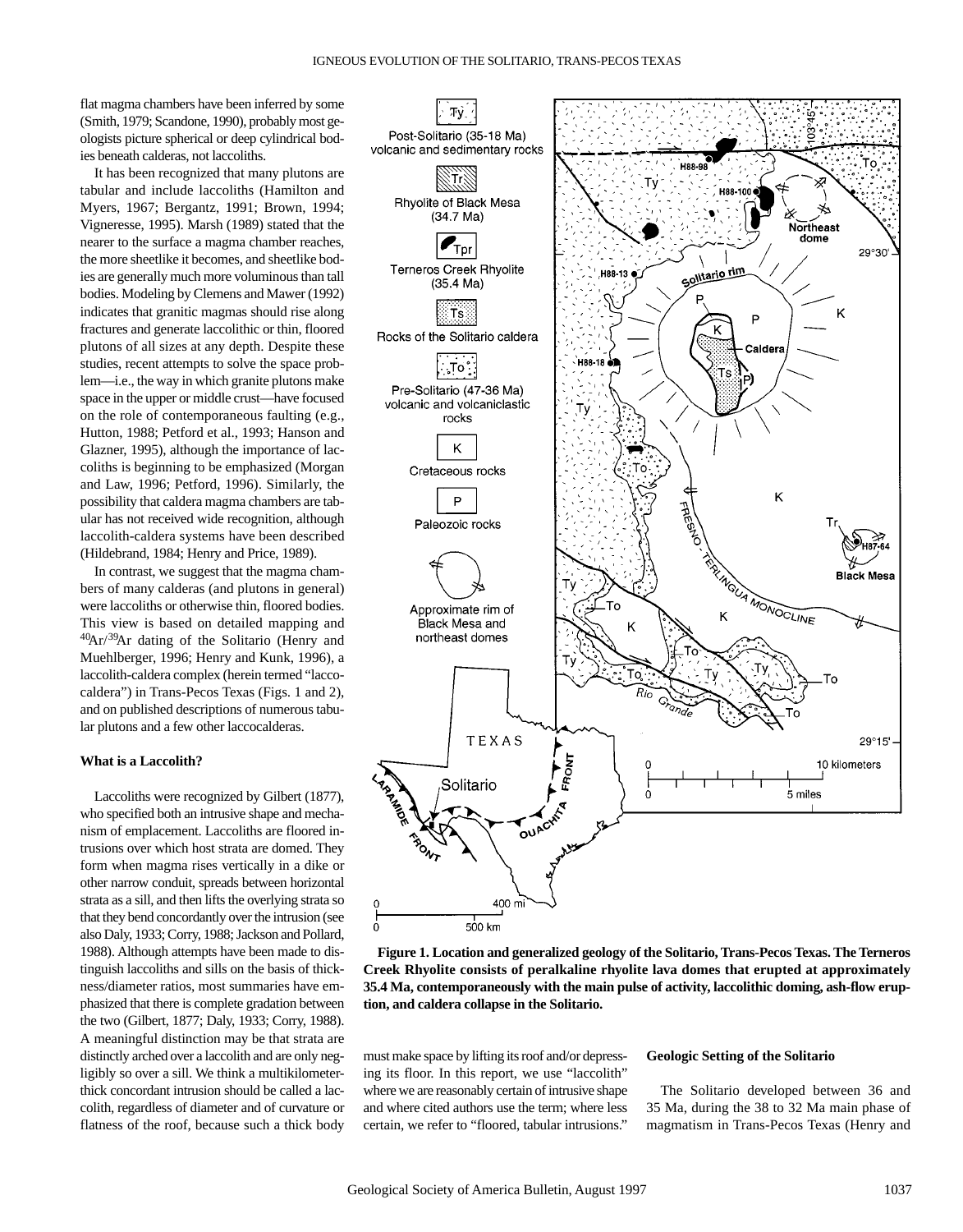flat magma chambers have been inferred by some (Smith, 1979; Scandone, 1990), probably most geologists picture spherical or deep cylindrical bodies beneath calderas, not laccoliths.

It has been recognized that many plutons are tabular and include laccoliths (Hamilton and Myers, 1967; Bergantz, 1991; Brown, 1994; Vigneresse, 1995). Marsh (1989) stated that the nearer to the surface a magma chamber reaches, the more sheetlike it becomes, and sheetlike bodies are generally much more voluminous than tall bodies. Modeling by Clemens and Mawer (1992) indicates that granitic magmas should rise along fractures and generate laccolithic or thin, floored plutons of all sizes at any depth. Despite these studies, recent attempts to solve the space problem—i.e., the way in which granite plutons make space in the upper or middle crust—have focused on the role of contemporaneous faulting (e.g., Hutton, 1988; Petford et al., 1993; Hanson and Glazner, 1995), although the importance of laccoliths is beginning to be emphasized (Morgan and Law, 1996; Petford, 1996). Similarly, the possibility that caldera magma chambers are tabular has not received wide recognition, although laccolith-caldera systems have been described (Hildebrand, 1984; Henry and Price, 1989).

In contrast, we suggest that the magma chambers of many calderas (and plutons in general) were laccoliths or otherwise thin, floored bodies. This view is based on detailed mapping and $^{40}Ar/^{39}Ar$ dating of the Solitario (Henry and Muehlberger, 1996; Henry and Kunk, 1996), a laccolith-caldera complex (herein termed "laccocaldera") in Trans-Pecos Texas (Figs. 1 and 2), and on published descriptions of numerous tabular plutons and a few other laccocalderas.

**What is a Laccolith?**

Laccoliths were recognized by Gilbert (1877), who specified both an intrusive shape and mechanism of emplacement. Laccoliths are floored intrusions over which host strata are domed. They form when magma rises vertically in a dike or other narrow conduit, spreads between horizontal strata as a sill, and then lifts the overlying strata so that they bend concordantly over the intrusion (see also Daly, 1933; Corry, 1988; Jackson and Pollard, 1988). Although attempts have been made to distinguish laccoliths and sills on the basis of thickness/diameter ratios, most summaries have emphasized that there is complete gradation between the two (Gilbert, 1877; Daly, 1933; Corry, 1988). A meaningful distinction may be that strata are distinctly arched over a laccolith and are only negligibly so over a sill. We think a multikilometer-thick concordant intrusion should be called a laccolith, regardless of diameter and of curvature or flatness of the roof, because such a thick body must make space by lifting its roof and/or depressing its floor. In this report, we use "laccolith" where we are reasonably certain of intrusive shape and where cited authors use the term; where less certain, we refer to "floored, tabular intrusions."

**Figure 1. Location and generalized geology of the Solitario, Trans-Pecos Texas. The Terneros Creek Rhyolite consists of peralkaline rhyolite lava domes that erupted at approximately 35.4 Ma, contemporaneously with the main pulse of activity, laccolithic doming, ash-flow eruption, and caldera collapse in the Solitario.**

**Geologic Setting of the Solitario**

The Solitario developed between 36 and 35 Ma, during the 38 to 32 Ma main phase of magmatism in Trans-Pecos Texas (Henry and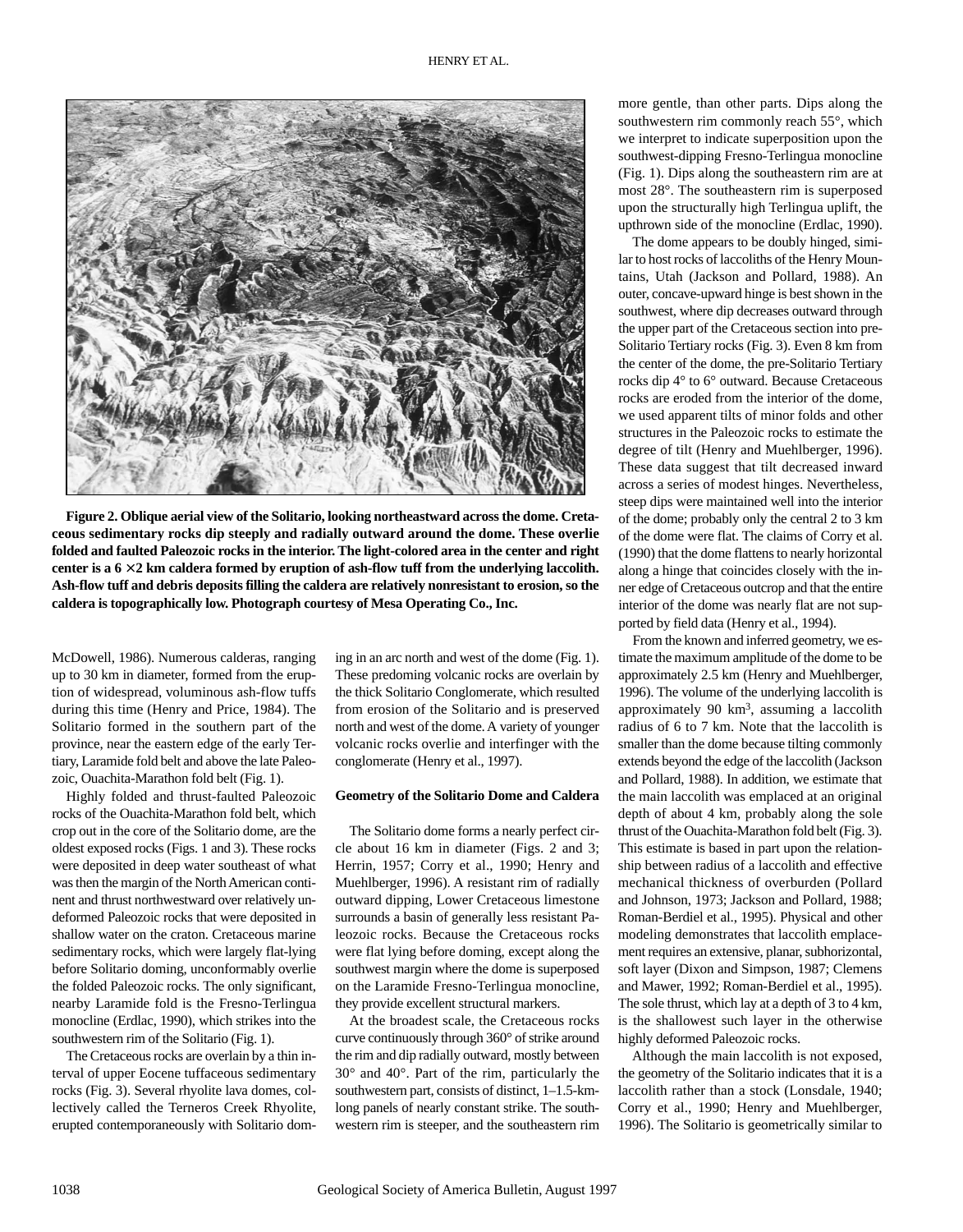**Figure 2. Oblique aerial view of the Solitario, looking northeastward across the dome. Cretaceous sedimentary rocks dip steeply and radially outward around the dome. These overlie folded and faulted Paleozoic rocks in the interior. The light-colored area in the center and right center is a 6 × 2 km caldera formed by eruption of ash-flow tuff from the underlying laccolith. Ash-flow tuff and debris deposits filling the caldera are relatively nonresistant to erosion, so the caldera is topographically low. Photograph courtesy of Mesa Operating Co., Inc.**

McDowell, 1986). Numerous calderas, ranging up to 30 km in diameter, formed from the eruption of widespread, voluminous ash-flow tuffs during this time (Henry and Price, 1984). The Solitario formed in the southern part of the province, near the eastern edge of the early Tertiary, Laramide fold belt and above the late Paleozoic, Ouachita-Marathon fold belt (Fig. 1).

Highly folded and thrust-faulted Paleozoic rocks of the Ouachita-Marathon fold belt, which crop out in the core of the Solitario dome, are the oldest exposed rocks (Figs. 1 and 3). These rocks were deposited in deep water southeast of what was then the margin of the North American continent and thrust northwestward over relatively undeformed Paleozoic rocks that were deposited in shallow water on the craton. Cretaceous marine sedimentary rocks, which were largely flat-lying before Solitario doming, unconformably overlie the folded Paleozoic rocks. The only significant, nearby Laramide fold is the Fresno-Terlingua monocline (Erdlac, 1990), which strikes into the southwestern rim of the Solitario (Fig. 1).

The Cretaceous rocks are overlain by a thin interval of upper Eocene tuffaceous sedimentary rocks (Fig. 3). Several rhyolite lava domes, collectively called the Terneros Creek Rhyolite, erupted contemporaneously with Solitario doming in an arc north and west of the dome (Fig. 1). These predoming volcanic rocks are overlain by the thick Solitario Conglomerate, which resulted from erosion of the Solitario and is preserved north and west of the dome. A variety of younger volcanic rocks overlie and interfinger with the conglomerate (Henry et al., 1997).

## Geometry of the Solitario Dome and Caldera

The Solitario dome forms a nearly perfect circle about 16 km in diameter (Figs. 2 and 3; Herrin, 1957; Corry et al., 1990; Henry and Muehlberger, 1996). A resistant rim of radially outward dipping, Lower Cretaceous limestone surrounds a basin of generally less resistant Paleozoic rocks. Because the Cretaceous rocks were flat lying before doming, except along the southwest margin where the dome is superposed on the Laramide Fresno-Terlingua monocline, they provide excellent structural markers.

At the broadest scale, the Cretaceous rocks curve continuously through 360° of strike around the rim and dip radially outward, mostly between 30° and 40°. Part of the rim, particularly the southwestern part, consists of distinct, 1–1.5-km-long panels of nearly constant strike. The southwestern rim is steeper, and the southeastern rim more gentle, than other parts. Dips along the southwestern rim commonly reach 55°, which we interpret to indicate superposition upon the southwest-dipping Fresno-Terlingua monocline (Fig. 1). Dips along the southeastern rim are at most 28°. The southeastern rim is superposed upon the structurally high Terlingua uplift, the upthrown side of the monocline (Erdlac, 1990).

The dome appears to be doubly hinged, similar to host rocks of laccoliths of the Henry Mountains, Utah (Jackson and Pollard, 1988). An outer, concave-upward hinge is best shown in the southwest, where dip decreases outward through the upper part of the Cretaceous section into pre-Solitario Tertiary rocks (Fig. 3). Even 8 km from the center of the dome, the pre-Solitario Tertiary rocks dip 4° to 6° outward. Because Cretaceous rocks are eroded from the interior of the dome, we used apparent tilts of minor folds and other structures in the Paleozoic rocks to estimate the degree of tilt (Henry and Muehlberger, 1996). These data suggest that tilt decreased inward across a series of modest hinges. Nevertheless, steep dips were maintained well into the interior of the dome; probably only the central 2 to 3 km of the dome were flat. The claims of Corry et al. (1990) that the dome flattens to nearly horizontal along a hinge that coincides closely with the inner edge of Cretaceous outcrop and that the entire interior of the dome was nearly flat are not supported by field data (Henry et al., 1994).

From the known and inferred geometry, we estimate the maximum amplitude of the dome to be approximately 2.5 km (Henry and Muehlberger, 1996). The volume of the underlying laccolith is approximately 90 km$^3$, assuming a laccolith radius of 6 to 7 km. Note that the laccolith is smaller than the dome because tilting commonly extends beyond the edge of the laccolith (Jackson and Pollard, 1988). In addition, we estimate that the main laccolith was emplaced at an original depth of about 4 km, probably along the sole thrust of the Ouachita-Marathon fold belt (Fig. 3). This estimate is based in part upon the relationship between radius of a laccolith and effective mechanical thickness of overburden (Pollard and Johnson, 1973; Jackson and Pollard, 1988; Roman-Berdiel et al., 1995). Physical and other modeling demonstrates that laccolith emplacement requires an extensive, planar, subhorizontal, soft layer (Dixon and Simpson, 1987; Clemens and Mawer, 1992; Roman-Berdiel et al., 1995). The sole thrust, which lay at a depth of 3 to 4 km, is the shallowest such layer in the otherwise highly deformed Paleozoic rocks.

Although the main laccolith is not exposed, the geometry of the Solitario indicates that it is a laccolith rather than a stock (Lonsdale, 1940; Corry et al., 1990; Henry and Muehlberger, 1996). The Solitario is geometrically similar to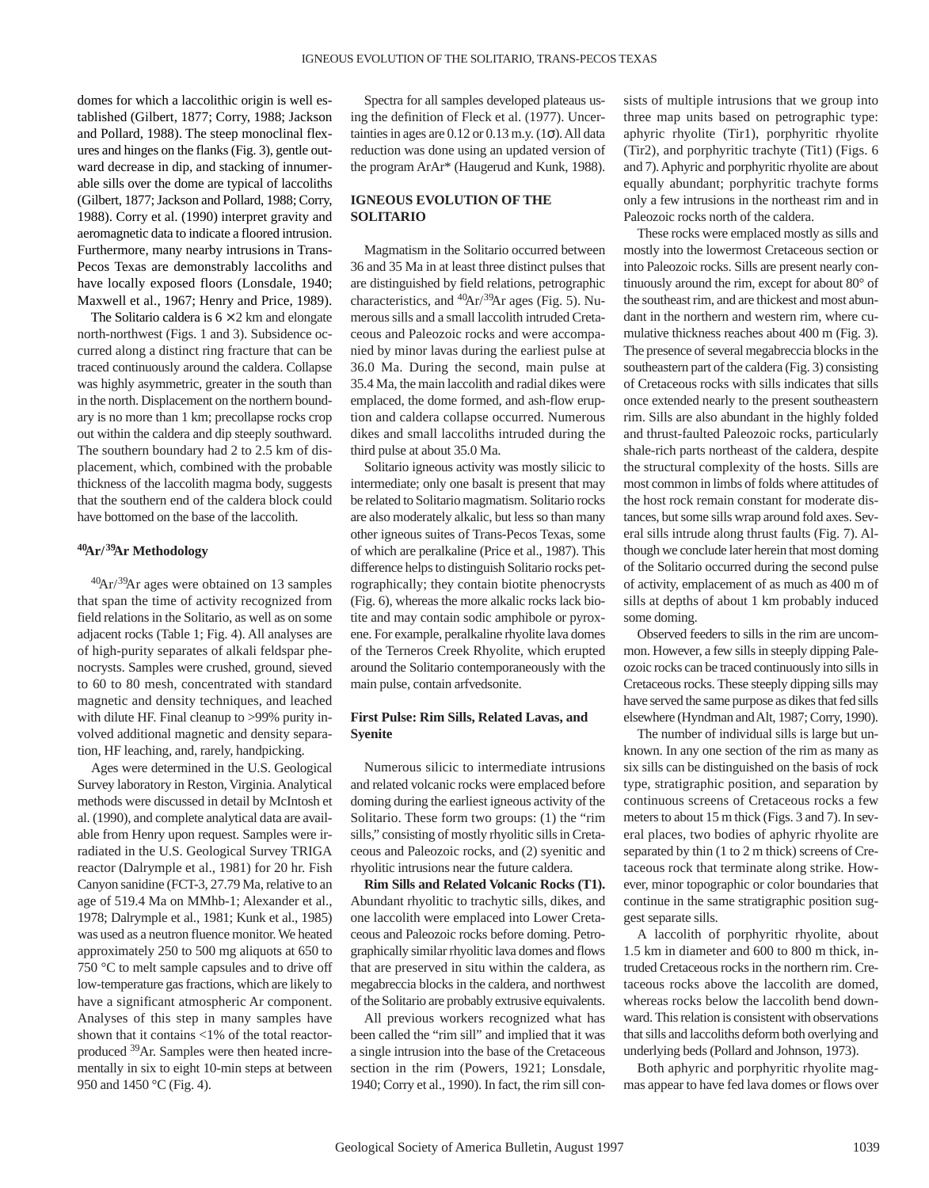domes for which a laccolithic origin is well established (Gilbert, 1877; Corry, 1988; Jackson and Pollard, 1988). The steep monoclinal flexures and hinges on the flanks (Fig. 3), gentle outward decrease in dip, and stacking of innumerable sills over the dome are typical of laccoliths (Gilbert, 1877; Jackson and Pollard, 1988; Corry, 1988). Corry et al. (1990) interpret gravity and aeromagnetic data to indicate a floored intrusion. Furthermore, many nearby intrusions in Trans-Pecos Texas are demonstrably laccoliths and have locally exposed floors (Lonsdale, 1940; Maxwell et al., 1967; Henry and Price, 1989).

The Solitario caldera is 6 × 2 km and elongate north-northwest (Figs. 1 and 3). Subsidence occurred along a distinct ring fracture that can be traced continuously around the caldera. Collapse was highly asymmetric, greater in the south than in the north. Displacement on the northern boundary is no more than 1 km; precollapse rocks crop out within the caldera and dip steeply southward. The southern boundary had 2 to 2.5 km of displacement, which, combined with the probable thickness of the laccolith magma body, suggests that the southern end of the caldera block could have bottomed on the base of the laccolith.

### $^{40}Ar/^{39}Ar$ Methodology

$^{40}Ar/^{39}Ar$ ages were obtained on 13 samples that span the time of activity recognized from field relations in the Solitario, as well as on some adjacent rocks (Table 1; Fig. 4). All analyses are of high-purity separates of alkali feldspar phenocrysts. Samples were crushed, ground, sieved to 60 to 80 mesh, concentrated with standard magnetic and density techniques, and leached with dilute HF. Final cleanup to >99% purity involved additional magnetic and density separation, HF leaching, and, rarely, handpicking.

Ages were determined in the U.S. Geological Survey laboratory in Reston, Virginia. Analytical methods were discussed in detail by McIntosh et al. (1990), and complete analytical data are available from Henry upon request. Samples were irradiated in the U.S. Geological Survey TRIGA reactor (Dalrymple et al., 1981) for 20 hr. Fish Canyon sanidine (FCT-3, 27.79 Ma, relative to an age of 519.4 Ma on MMhb-1; Alexander et al., 1978; Dalrymple et al., 1981; Kunk et al., 1985) was used as a neutron fluence monitor. We heated approximately 250 to 500 mg aliquots at 650 to 750 °C to melt sample capsules and to drive off low-temperature gas fractions, which are likely to have a significant atmospheric Ar component. Analyses of this step in many samples have shown that it contains <1% of the total reactor-produced $^{39}Ar$. Samples were then heated incrementally in six to eight 10-min steps at between 950 and 1450 °C (Fig. 4).

Spectra for all samples developed plateaus using the definition of Fleck et al. (1977). Uncertainties in ages are 0.12 or 0.13 m.y. (1σ). All data reduction was done using an updated version of the program ArAr* (Haugerud and Kunk, 1988).

## IGNEOUS EVOLUTION OF THE SOLITARIO

Magmatism in the Solitario occurred between 36 and 35 Ma in at least three distinct pulses that are distinguished by field relations, petrographic characteristics, and $^{40}Ar/^{39}Ar$ ages (Fig. 5). Numerous sills and a small laccolith intruded Cretaceous and Paleozoic rocks and were accompanied by minor lavas during the earliest pulse at 36.0 Ma. During the second, main pulse at 35.4 Ma, the main laccolith and radial dikes were emplaced, the dome formed, and ash-flow eruption and caldera collapse occurred. Numerous dikes and small laccoliths intruded during the third pulse at about 35.0 Ma.

Solitario igneous activity was mostly silicic to intermediate; only one basalt is present that may be related to Solitario magmatism. Solitario rocks are also moderately alkalic, but less so than many other igneous suites of Trans-Pecos Texas, some of which are peralkaline (Price et al., 1987). This difference helps to distinguish Solitario rocks petrographically; they contain biotite phenocrysts (Fig. 6), whereas the more alkalic rocks lack biotite and may contain sodic amphibole or pyroxene. For example, peralkaline rhyolite lava domes of the Terneros Creek Rhyolite, which erupted around the Solitario contemporaneously with the main pulse, contain arfvedsonite.

### First Pulse: Rim Sills, Related Lavas, and Syenite

Numerous silicic to intermediate intrusions and related volcanic rocks were emplaced before doming during the earliest igneous activity of the Solitario. These form two groups: (1) the "rim sills," consisting of mostly rhyolitic sills in Cretaceous and Paleozoic rocks, and (2) syenitic and rhyolitic intrusions near the future caldera.

**Rim Sills and Related Volcanic Rocks (T1).** Abundant rhyolitic to trachytic sills, dikes, and one laccolith were emplaced into Lower Cretaceous and Paleozoic rocks before doming. Petrographically similar rhyolitic lava domes and flows that are preserved in situ within the caldera, as megabreccia blocks in the caldera, and northwest of the Solitario are probably extrusive equivalents.

All previous workers recognized what has been called the "rim sill" and implied that it was a single intrusion into the base of the Cretaceous section in the rim (Powers, 1921; Lonsdale, 1940; Corry et al., 1990). In fact, the rim sill consists of multiple intrusions that we group into three map units based on petrographic type: aphyric rhyolite (Tir1), porphyritic rhyolite (Tir2), and porphyritic trachyte (Tit1) (Figs. 6 and 7). Aphyric and porphyritic rhyolite are about equally abundant; porphyritic trachyte forms only a few intrusions in the northeast rim and in Paleozoic rocks north of the caldera.

These rocks were emplaced mostly as sills and mostly into the lowermost Cretaceous section or into Paleozoic rocks. Sills are present nearly continuously around the rim, except for about 80° of the southeast rim, and are thickest and most abundant in the northern and western rim, where cumulative thickness reaches about 400 m (Fig. 3). The presence of several megabreccia blocks in the southeastern part of the caldera (Fig. 3) consisting of Cretaceous rocks with sills indicates that sills once extended nearly to the present southeastern rim. Sills are also abundant in the highly folded and thrust-faulted Paleozoic rocks, particularly shale-rich parts northeast of the caldera, despite the structural complexity of the hosts. Sills are most common in limbs of folds where attitudes of the host rock remain constant for moderate distances, but some sills wrap around fold axes. Several sills intrude along thrust faults (Fig. 7). Although we conclude later herein that most doming of the Solitario occurred during the second pulse of activity, emplacement of as much as 400 m of sills at depths of about 1 km probably induced some doming.

Observed feeders to sills in the rim are uncommon. However, a few sills in steeply dipping Paleozoic rocks can be traced continuously into sills in Cretaceous rocks. These steeply dipping sills may have served the same purpose as dikes that fed sills elsewhere (Hyndman and Alt, 1987; Corry, 1990).

The number of individual sills is large but unknown. In any one section of the rim as many as six sills can be distinguished on the basis of rock type, stratigraphic position, and separation by continuous screens of Cretaceous rocks a few meters to about 15 m thick (Figs. 3 and 7). In several places, two bodies of aphyric rhyolite are separated by thin (1 to 2 m thick) screens of Cretaceous rock that terminate along strike. However, minor topographic or color boundaries that continue in the same stratigraphic position suggest separate sills.

A laccolith of porphyritic rhyolite, about 1.5 km in diameter and 600 to 800 m thick, intruded Cretaceous rocks in the northern rim. Cretaceous rocks above the laccolith are domed, whereas rocks below the laccolith bend downward. This relation is consistent with observations that sills and laccoliths deform both overlying and underlying beds (Pollard and Johnson, 1973).

Both aphyric and porphyritic rhyolite magmas appear to have fed lava domes or flows over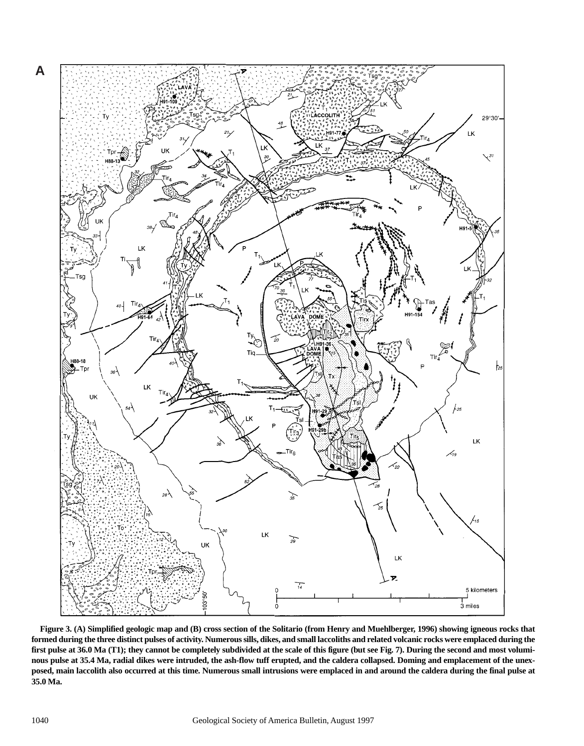**Figure 3. (A) Simplified geologic map and (B) cross section of the Solitario (from Henry and Muehlberger, 1996) showing igneous rocks that formed during the three distinct pulses of activity. Numerous sills, dikes, and small laccoliths and related volcanic rocks were emplaced during the first pulse at 36.0 Ma (T1); they cannot be completely subdivided at the scale of this figure (but see Fig. 7). During the second and most voluminous pulse at 35.4 Ma, radial dikes were intruded, the ash-flow tuff erupted, and the caldera collapsed. Doming and emplacement of the unexposed, main laccolith also occurred at this time. Numerous small intrusions were emplaced in and around the caldera during the final pulse at 35.0 Ma.**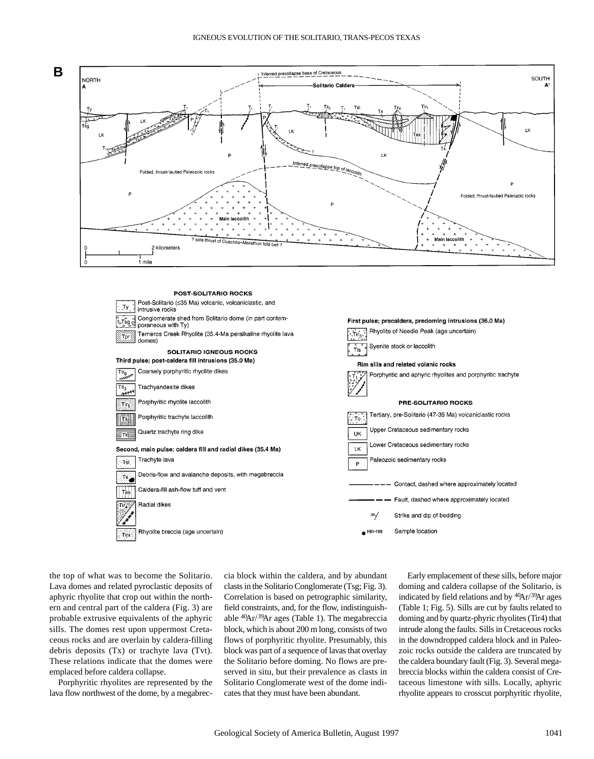**B**

NORTH A — SOUTH A'

Inferred precollapse base of Cretaceous

Solitario Caldera

Inferred precollapse top of laccolith

Folded, thrust-faulted Paleozoic rocks

Main laccolith

? sole thrust of Ouachita–Marathon fold belt ?

0 — 2 kilometers

0 — 1 mile

**POST-SOLITARIO ROCKS**

- Ty — Post-Solitario (≤35 Ma) volcanic, volcaniclastic, and intrusive rocks
- Tsg — Conglomerate shed from Solitario dome (in part contemporaneous with Ty)
- Tpr — Terneros Creek Rhyolite (35.4-Ma peralkaline rhyolite lava domes)

**SOLITARIO IGNEOUS ROCKS**

**Third pulse; post-caldera fill intrusions (35.0 Ma)**

- Tir6 — Coarsely porphyritic rhyolite dikes
- Tit3 — Trachyandesite dikes
- Tir5 — Porphyritic rhyolite laccolith
- Tit2 — Porphyritic trachyte laccolith
- Tiq — Quartz trachyte ring dike

**Second, main pulse; caldera fill and radial dikes (35.4 Ma)**

- Tsl — Trachyte lava
- Tx — Debris-flow and avalanche deposits, with megabreccia
- Tas — Caldera-fill ash-flow tuff and vent
- Tir4 — Radial dikes
- Tirx — Rhyolite breccia (age uncertain)

**First pulse; precaldera, predoming intrusions (36.0 Ma)**

- Tir3 — Rhyolite of Needle Peak (age uncertain)
- Tis — Syenite stock or laccolith

**Rim sills and related volanic rocks**

- T1 — Porphyritic and aphyric rhyolites and porphyritic trachyte

**PRE-SOLITARIO ROCKS**

- To — Tertiary, pre-Solitario (47-36 Ma) volcaniclastic rocks
- UK — Upper Cretaceous sedimentary rocks
- LK — Lower Cretaceous sedimentary rocks
- P — Paleozoic sedimentary rocks

Contact, dashed where approximately located

Fault, dashed where approximately located

Strike and dip of bedding

H91-109 Sample location

the top of what was to become the Solitario. Lava domes and related pyroclastic deposits of aphyric rhyolite that crop out within the northern and central part of the caldera (Fig. 3) are probable extrusive equivalents of the aphyric sills. The domes rest upon uppermost Cretaceous rocks and are overlain by caldera-filling debris deposits (Tx) or trachyte lava (Tvt). These relations indicate that the domes were emplaced before caldera collapse.

Porphyritic rhyolites are represented by the lava flow northwest of the dome, by a megabreccia block within the caldera, and by abundant clasts in the Solitario Conglomerate (Tsg; Fig. 3). Correlation is based on petrographic similarity, field constraints, and, for the flow, indistinguishable $^{40}Ar/^{39}Ar$ ages (Table 1). The megabreccia block, which is about 200 m long, consists of two flows of porphyritic rhyolite. Presumably, this block was part of a sequence of lavas that overlay the Solitario before doming. No flows are preserved in situ, but their prevalence as clasts in Solitario Conglomerate west of the dome indicates that they must have been abundant.

Early emplacement of these sills, before major doming and caldera collapse of the Solitario, is indicated by field relations and by $^{40}Ar/^{39}Ar$ ages (Table 1; Fig. 5). Sills are cut by faults related to doming and by quartz-phyric rhyolites (Tir4) that intrude along the faults. Sills in Cretaceous rocks in the downdropped caldera block and in Paleozoic rocks outside the caldera are truncated by the caldera boundary fault (Fig. 3). Several megabreccia blocks within the caldera consist of Cretaceous limestone with sills. Locally, aphyric rhyolite appears to crosscut porphyritic rhyolite,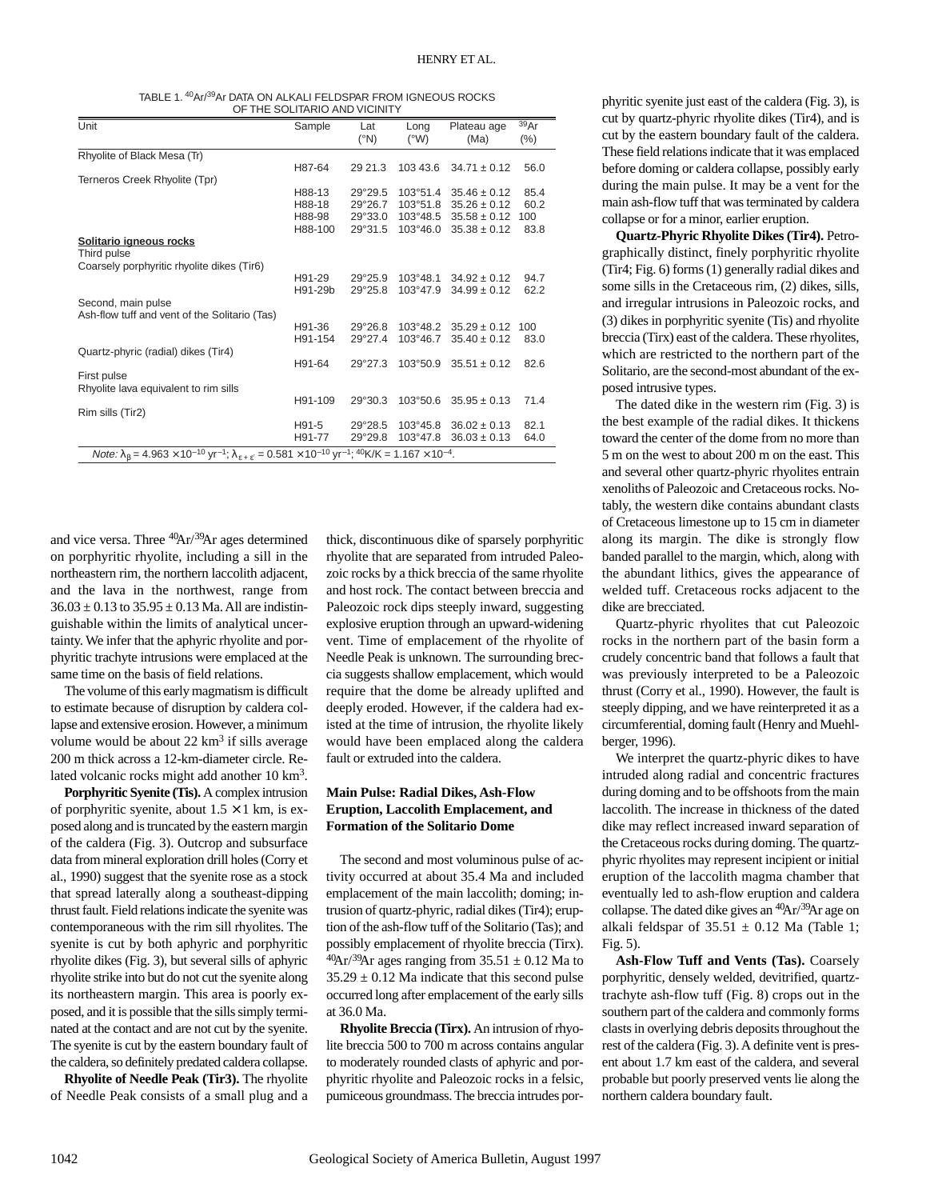TABLE 1. $^{40}Ar/^{39}Ar$ DATA ON ALKALI FELDSPAR FROM IGNEOUS ROCKS OF THE SOLITARIO AND VICINITY

| Unit | Sample | Lat (°N) | Long (°W) | Plateau age (Ma) | $^{39}Ar$ (%) |
|---|---|---|---|---|---|
| Rhyolite of Black Mesa (Tr) | | | | | |
| | H87-64 | 29 21.3 | 103 43.6 | 34.71 ± 0.12 | 56.0 |
| Terneros Creek Rhyolite (Tpr) | | | | | |
| | H88-13 | 29°29.5 | 103°51.4 | 35.46 ± 0.12 | 85.4 |
| | H88-18 | 29°26.7 | 103°51.8 | 35.26 ± 0.12 | 60.2 |
| | H88-98 | 29°33.0 | 103°48.5 | 35.58 ± 0.12 | 100 |
| | H88-100 | 29°31.5 | 103°46.0 | 35.38 ± 0.12 | 83.8 |
| **Solitario igneous rocks** | | | | | |
| Third pulse | | | | | |
| Coarsely porphyritic rhyolite dikes (Tir6) | | | | | |
| | H91-29 | 29°25.9 | 103°48.1 | 34.92 ± 0.12 | 94.7 |
| | H91-29b | 29°25.8 | 103°47.9 | 34.99 ± 0.12 | 62.2 |
| Second, main pulse | | | | | |
| Ash-flow tuff and vent of the Solitario (Tas) | | | | | |
| | H91-36 | 29°26.8 | 103°48.2 | 35.29 ± 0.12 | 100 |
| | H91-154 | 29°27.4 | 103°46.7 | 35.40 ± 0.12 | 83.0 |
| Quartz-phyric (radial) dikes (Tir4) | | | | | |
| | H91-64 | 29°27.3 | 103°50.9 | 35.51 ± 0.12 | 82.6 |
| First pulse | | | | | |
| Rhyolite lava equivalent to rim sills | | | | | |
| | H91-109 | 29°30.3 | 103°50.6 | 35.95 ± 0.13 | 71.4 |
| Rim sills (Tir2) | | | | | |
| | H91-5 | 29°28.5 | 103°45.8 | 36.02 ± 0.13 | 82.1 |
| | H91-77 | 29°29.8 | 103°47.8 | 36.03 ± 0.13 | 64.0 |

*Note:* $\lambda_\beta = 4.963 \times 10^{-10}$ yr$^{-1}$; $\lambda_{\varepsilon+\varepsilon'} = 0.581 \times 10^{-10}$ yr$^{-1}$; $^{40}K/K = 1.167 \times 10^{-4}$.

and vice versa. Three $^{40}Ar/^{39}Ar$ ages determined on porphyritic rhyolite, including a sill in the northeastern rim, the northern laccolith adjacent, and the lava in the northwest, range from $36.03 \pm 0.13$ to $35.95 \pm 0.13$ Ma. All are indistinguishable within the limits of analytical uncertainty. We infer that the aphyric rhyolite and porphyritic trachyte intrusions were emplaced at the same time on the basis of field relations.

The volume of this early magmatism is difficult to estimate because of disruption by caldera collapse and extensive erosion. However, a minimum volume would be about 22 km$^3$ if sills average 200 m thick across a 12-km-diameter circle. Related volcanic rocks might add another 10 km$^3$.

**Porphyritic Syenite (Tis).** A complex intrusion of porphyritic syenite, about $1.5 \times 1$ km, is exposed along and is truncated by the eastern margin of the caldera (Fig. 3). Outcrop and subsurface data from mineral exploration drill holes (Corry et al., 1990) suggest that the syenite rose as a stock that spread laterally along a southeast-dipping thrust fault. Field relations indicate the syenite was contemporaneous with the rim sill rhyolites. The syenite is cut by both aphyric and porphyritic rhyolite dikes (Fig. 3), but several sills of aphyric rhyolite strike into but do not cut the syenite along its northeastern margin. This area is poorly exposed, and it is possible that the sills simply terminated at the contact and are not cut by the syenite. The syenite is cut by the eastern boundary fault of the caldera, so definitely predated caldera collapse.

**Rhyolite of Needle Peak (Tir3).** The rhyolite of Needle Peak consists of a small plug and a thick, discontinuous dike of sparsely porphyritic rhyolite that are separated from intruded Paleozoic rocks by a thick breccia of the same rhyolite and host rock. The contact between breccia and Paleozoic rock dips steeply inward, suggesting explosive eruption through an upward-widening vent. Time of emplacement of the rhyolite of Needle Peak is unknown. The surrounding breccia suggests shallow emplacement, which would require that the dome be already uplifted and deeply eroded. However, if the caldera had existed at the time of intrusion, the rhyolite likely would have been emplaced along the caldera fault or extruded into the caldera.

### Main Pulse: Radial Dikes, Ash-Flow Eruption, Laccolith Emplacement, and Formation of the Solitario Dome

The second and most voluminous pulse of activity occurred at about 35.4 Ma and included emplacement of the main laccolith; doming; intrusion of quartz-phyric, radial dikes (Tir4); eruption of the ash-flow tuff of the Solitario (Tas); and possibly emplacement of rhyolite breccia (Tirx). $^{40}Ar/^{39}Ar$ ages ranging from $35.51 \pm 0.12$ Ma to $35.29 \pm 0.12$ Ma indicate that this second pulse occurred long after emplacement of the early sills at 36.0 Ma.

**Rhyolite Breccia (Tirx).** An intrusion of rhyolite breccia 500 to 700 m across contains angular to moderately rounded clasts of aphyric and porphyritic rhyolite and Paleozoic rocks in a felsic, pumiceous groundmass. The breccia intrudes porphyritic syenite just east of the caldera (Fig. 3), is cut by quartz-phyric rhyolite dikes (Tir4), and is cut by the eastern boundary fault of the caldera. These field relations indicate that it was emplaced before doming or caldera collapse, possibly early during the main pulse. It may be a vent for the main ash-flow tuff that was terminated by caldera collapse or for a minor, earlier eruption.

**Quartz-Phyric Rhyolite Dikes (Tir4).** Petrographically distinct, finely porphyritic rhyolite (Tir4; Fig. 6) forms (1) generally radial dikes and some sills in the Cretaceous rim, (2) dikes, sills, and irregular intrusions in Paleozoic rocks, and (3) dikes in porphyritic syenite (Tis) and rhyolite breccia (Tirx) east of the caldera. These rhyolites, which are restricted to the northern part of the Solitario, are the second-most abundant of the exposed intrusive types.

The dated dike in the western rim (Fig. 3) is the best example of the radial dikes. It thickens toward the center of the dome from no more than 5 m on the west to about 200 m on the east. This and several other quartz-phyric rhyolites entrain xenoliths of Paleozoic and Cretaceous rocks. Notably, the western dike contains abundant clasts of Cretaceous limestone up to 15 cm in diameter along its margin. The dike is strongly flow banded parallel to the margin, which, along with the abundant lithics, gives the appearance of welded tuff. Cretaceous rocks adjacent to the dike are brecciated.

Quartz-phyric rhyolites that cut Paleozoic rocks in the northern part of the basin form a crudely concentric band that follows a fault that was previously interpreted to be a Paleozoic thrust (Corry et al., 1990). However, the fault is steeply dipping, and we have reinterpreted it as a circumferential, doming fault (Henry and Muehlberger, 1996).

We interpret the quartz-phyric dikes to have intruded along radial and concentric fractures during doming and to be offshoots from the main laccolith. The increase in thickness of the dated dike may reflect increased inward separation of the Cretaceous rocks during doming. The quartz-phyric rhyolites may represent incipient or initial eruption of the laccolith magma chamber that eventually led to ash-flow eruption and caldera collapse. The dated dike gives an $^{40}Ar/^{39}Ar$ age on alkali feldspar of $35.51 \pm 0.12$ Ma (Table 1; Fig. 5).

**Ash-Flow Tuff and Vents (Tas).** Coarsely porphyritic, densely welded, devitrified, quartz-trachyte ash-flow tuff (Fig. 8) crops out in the southern part of the caldera and commonly forms clasts in overlying debris deposits throughout the rest of the caldera (Fig. 3). A definite vent is present about 1.7 km east of the caldera, and several probable but poorly preserved vents lie along the northern caldera boundary fault.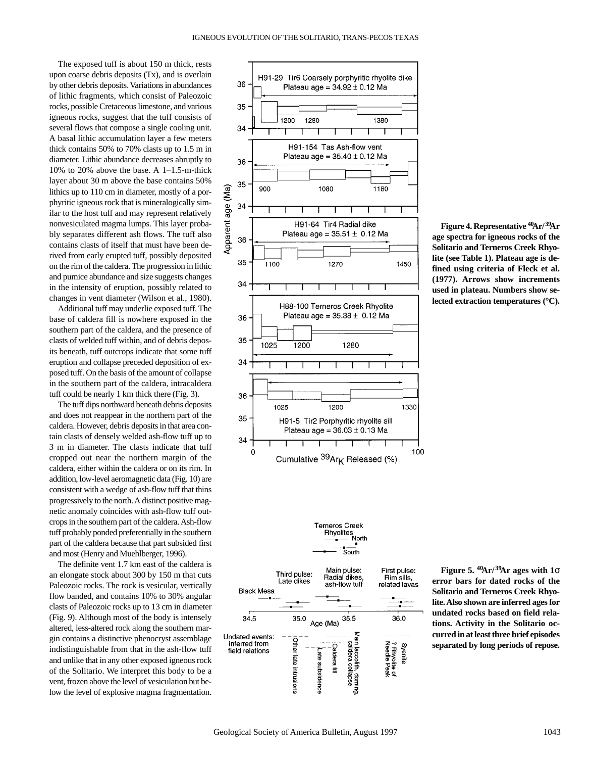The exposed tuff is about 150 m thick, rests upon coarse debris deposits (Tx), and is overlain by other debris deposits. Variations in abundances of lithic fragments, which consist of Paleozoic rocks, possible Cretaceous limestone, and various igneous rocks, suggest that the tuff consists of several flows that compose a single cooling unit. A basal lithic accumulation layer a few meters thick contains 50% to 70% clasts up to 1.5 m in diameter. Lithic abundance decreases abruptly to 10% to 20% above the base. A 1–1.5-m-thick layer about 30 m above the base contains 50% lithics up to 110 cm in diameter, mostly of a porphyritic igneous rock that is mineralogically similar to the host tuff and may represent relatively nonvesiculated magma lumps. This layer probably separates different ash flows. The tuff also contains clasts of itself that must have been derived from early erupted tuff, possibly deposited on the rim of the caldera. The progression in lithic and pumice abundance and size suggests changes in the intensity of eruption, possibly related to changes in vent diameter (Wilson et al., 1980).

Additional tuff may underlie exposed tuff. The base of caldera fill is nowhere exposed in the southern part of the caldera, and the presence of clasts of welded tuff within, and of debris deposits beneath, tuff outcrops indicate that some tuff eruption and collapse preceded deposition of exposed tuff. On the basis of the amount of collapse in the southern part of the caldera, intracaldera tuff could be nearly 1 km thick there (Fig. 3).

The tuff dips northward beneath debris deposits and does not reappear in the northern part of the caldera. However, debris deposits in that area contain clasts of densely welded ash-flow tuff up to 3 m in diameter. The clasts indicate that tuff cropped out near the northern margin of the caldera, either within the caldera or on its rim. In addition, low-level aeromagnetic data (Fig. 10) are consistent with a wedge of ash-flow tuff that thins progressively to the north. A distinct positive magnetic anomaly coincides with ash-flow tuff outcrops in the southern part of the caldera. Ash-flow tuff probably ponded preferentially in the southern part of the caldera because that part subsided first and most (Henry and Muehlberger, 1996).

The definite vent 1.7 km east of the caldera is an elongate stock about 300 by 150 m that cuts Paleozoic rocks. The rock is vesicular, vertically flow banded, and contains 10% to 30% angular clasts of Paleozoic rocks up to 13 cm in diameter (Fig. 9). Although most of the body is intensely altered, less-altered rock along the southern margin contains a distinctive phenocryst assemblage indistinguishable from that in the ash-flow tuff and unlike that in any other exposed igneous rock of the Solitario. We interpret this body to be a vent, frozen above the level of vesiculation but below the level of explosive magma fragmentation.

**Figure 4. Representative $^{40}Ar/^{39}Ar$ age spectra for igneous rocks of the Solitario and Terneros Creek Rhyolite (see Table 1). Plateau age is defined using criteria of Fleck et al. (1977). Arrows show increments used in plateau. Numbers show selected extraction temperatures (°C).**

**Figure 5. $^{40}Ar/^{39}Ar$ ages with 1σ error bars for dated rocks of the Solitario and Terneros Creek Rhyolite. Also shown are inferred ages for undated rocks based on field relations. Activity in the Solitario occurred in at least three brief episodes separated by long periods of repose.**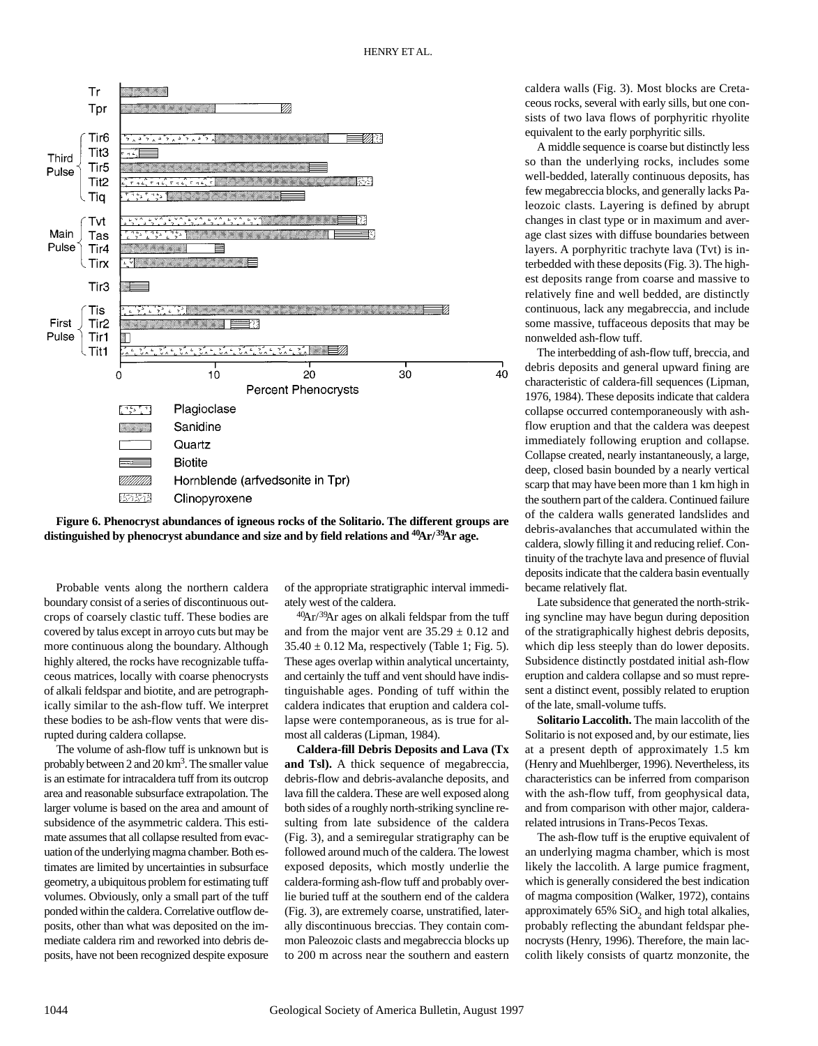Figure 6. Phenocryst abundances of igneous rocks of the Solitario. The different groups are distinguished by phenocryst abundance and size and by field relations and $^{40}Ar/^{39}Ar$ age.

Probable vents along the northern caldera boundary consist of a series of discontinuous outcrops of coarsely clastic tuff. These bodies are covered by talus except in arroyo cuts but may be more continuous along the boundary. Although highly altered, the rocks have recognizable tuffaceous matrices, locally with coarse phenocrysts of alkali feldspar and biotite, and are petrographically similar to the ash-flow tuff. We interpret these bodies to be ash-flow vents that were disrupted during caldera collapse.

The volume of ash-flow tuff is unknown but is probably between 2 and 20 $km^3$. The smaller value is an estimate for intracaldera tuff from its outcrop area and reasonable subsurface extrapolation. The larger volume is based on the area and amount of subsidence of the asymmetric caldera. This estimate assumes that all collapse resulted from evacuation of the underlying magma chamber. Both estimates are limited by uncertainties in subsurface geometry, a ubiquitous problem for estimating tuff volumes. Obviously, only a small part of the tuff ponded within the caldera. Correlative outflow deposits, other than what was deposited on the immediate caldera rim and reworked into debris deposits, have not been recognized despite exposure of the appropriate stratigraphic interval immediately west of the caldera.

$^{40}Ar/^{39}Ar$ ages on alkali feldspar from the tuff and from the major vent are $35.29 \pm 0.12$ and $35.40 \pm 0.12$ Ma, respectively (Table 1; Fig. 5). These ages overlap within analytical uncertainty, and certainly the tuff and vent should have indistinguishable ages. Ponding of tuff within the caldera indicates that eruption and caldera collapse were contemporaneous, as is true for almost all calderas (Lipman, 1984).

**Caldera-fill Debris Deposits and Lava (Tx and Tsl).** A thick sequence of megabreccia, debris-flow and debris-avalanche deposits, and lava fill the caldera. These are well exposed along both sides of a roughly north-striking syncline resulting from late subsidence of the caldera (Fig. 3), and a semiregular stratigraphy can be followed around much of the caldera. The lowest exposed deposits, which mostly underlie the caldera-forming ash-flow tuff and probably overlie buried tuff at the southern end of the caldera (Fig. 3), are extremely coarse, unstratified, laterally discontinuous breccias. They contain common Paleozoic clasts and megabreccia blocks up to 200 m across near the southern and eastern caldera walls (Fig. 3). Most blocks are Cretaceous rocks, several with early sills, but one consists of two lava flows of porphyritic rhyolite equivalent to the early porphyritic sills.

A middle sequence is coarse but distinctly less so than the underlying rocks, includes some well-bedded, laterally continuous deposits, has few megabreccia blocks, and generally lacks Paleozoic clasts. Layering is defined by abrupt changes in clast type or in maximum and average clast sizes with diffuse boundaries between layers. A porphyritic trachyte lava (Tvt) is interbedded with these deposits (Fig. 3). The highest deposits range from coarse and massive to relatively fine and well bedded, are distinctly continuous, lack any megabreccia, and include some massive, tuffaceous deposits that may be nonwelded ash-flow tuff.

The interbedding of ash-flow tuff, breccia, and debris deposits and general upward fining are characteristic of caldera-fill sequences (Lipman, 1976, 1984). These deposits indicate that caldera collapse occurred contemporaneously with ash-flow eruption and that the caldera was deepest immediately following eruption and collapse. Collapse created, nearly instantaneously, a large, deep, closed basin bounded by a nearly vertical scarp that may have been more than 1 km high in the southern part of the caldera. Continued failure of the caldera walls generated landslides and debris-avalanches that accumulated within the caldera, slowly filling it and reducing relief. Continuity of the trachyte lava and presence of fluvial deposits indicate that the caldera basin eventually became relatively flat.

Late subsidence that generated the north-striking syncline may have begun during deposition of the stratigraphically highest debris deposits, which dip less steeply than do lower deposits. Subsidence distinctly postdated initial ash-flow eruption and caldera collapse and so must represent a distinct event, possibly related to eruption of the late, small-volume tuffs.

**Solitario Laccolith.** The main laccolith of the Solitario is not exposed and, by our estimate, lies at a present depth of approximately 1.5 km (Henry and Muehlberger, 1996). Nevertheless, its characteristics can be inferred from comparison with the ash-flow tuff, from geophysical data, and from comparison with other major, caldera-related intrusions in Trans-Pecos Texas.

The ash-flow tuff is the eruptive equivalent of an underlying magma chamber, which is most likely the laccolith. A large pumice fragment, which is generally considered the best indication of magma composition (Walker, 1972), contains approximately 65% $SiO_2$ and high total alkalies, probably reflecting the abundant feldspar phenocrysts (Henry, 1996). Therefore, the main laccolith likely consists of quartz monzonite, the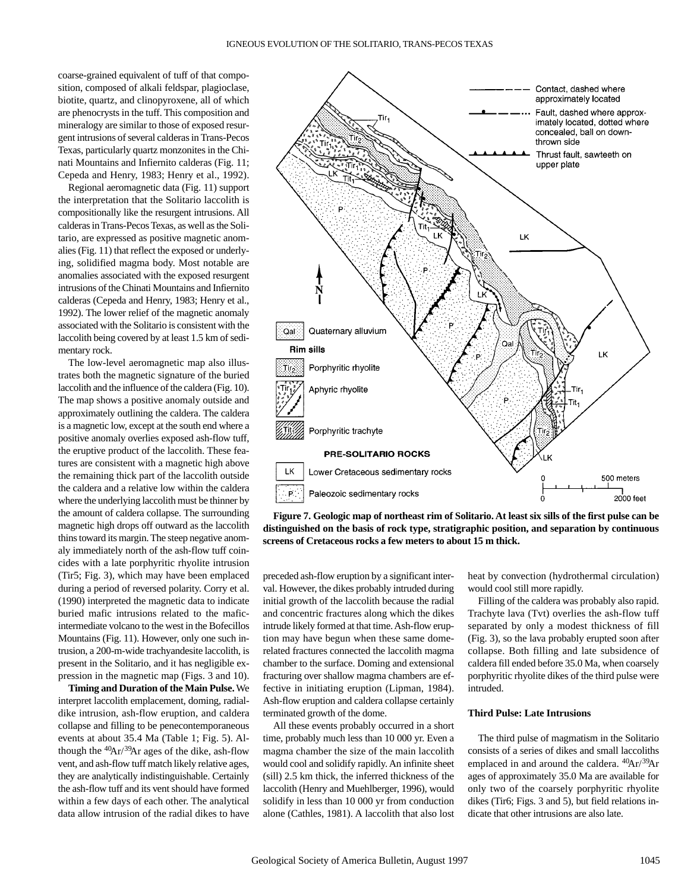coarse-grained equivalent of tuff of that composition, composed of alkali feldspar, plagioclase, biotite, quartz, and clinopyroxene, all of which are phenocrysts in the tuff. This composition and mineralogy are similar to those of exposed resurgent intrusions of several calderas in Trans-Pecos Texas, particularly quartz monzonites in the Chinati Mountains and Infiernito calderas (Fig. 11; Cepeda and Henry, 1983; Henry et al., 1992).

Regional aeromagnetic data (Fig. 11) support the interpretation that the Solitario laccolith is compositionally like the resurgent intrusions. All calderas in Trans-Pecos Texas, as well as the Solitario, are expressed as positive magnetic anomalies (Fig. 11) that reflect the exposed or underlying, solidified magma body. Most notable are anomalies associated with the exposed resurgent intrusions of the Chinati Mountains and Infiernito calderas (Cepeda and Henry, 1983; Henry et al., 1992). The lower relief of the magnetic anomaly associated with the Solitario is consistent with the laccolith being covered by at least 1.5 km of sedimentary rock.

The low-level aeromagnetic map also illustrates both the magnetic signature of the buried laccolith and the influence of the caldera (Fig. 10). The map shows a positive anomaly outside and approximately outlining the caldera. The caldera is a magnetic low, except at the south end where a positive anomaly overlies exposed ash-flow tuff, the eruptive product of the laccolith. These features are consistent with a magnetic high above the remaining thick part of the laccolith outside the caldera and a relative low within the caldera where the underlying laccolith must be thinner by the amount of caldera collapse. The surrounding magnetic high drops off outward as the laccolith thins toward its margin. The steep negative anomaly immediately north of the ash-flow tuff coincides with a late porphyritic rhyolite intrusion (Tir5; Fig. 3), which may have been emplaced during a period of reversed polarity. Corry et al. (1990) interpreted the magnetic data to indicate buried mafic intrusions related to the mafic-intermediate volcano to the west in the Bofecillos Mountains (Fig. 11). However, only one such intrusion, a 200-m-wide trachyandesite laccolith, is present in the Solitario, and it has negligible expression in the magnetic map (Figs. 3 and 10).

**Timing and Duration of the Main Pulse.** We interpret laccolith emplacement, doming, radial-dike intrusion, ash-flow eruption, and caldera collapse and filling to be penecontemporaneous events at about 35.4 Ma (Table 1; Fig. 5). Although the $^{40}Ar/^{39}Ar$ ages of the dike, ash-flow vent, and ash-flow tuff match likely relative ages, they are analytically indistinguishable. Certainly the ash-flow tuff and its vent should have formed within a few days of each other. The analytical data allow intrusion of the radial dikes to have preceded ash-flow eruption by a significant interval. However, the dikes probably intruded during initial growth of the laccolith because the radial and concentric fractures along which the dikes intrude likely formed at that time. Ash-flow eruption may have begun when these same dome-related fractures connected the laccolith magma chamber to the surface. Doming and extensional fracturing over shallow magma chambers are effective in initiating eruption (Lipman, 1984). Ash-flow eruption and caldera collapse certainly terminated growth of the dome.

All these events probably occurred in a short time, probably much less than 10 000 yr. Even a magma chamber the size of the main laccolith would cool and solidify rapidly. An infinite sheet (sill) 2.5 km thick, the inferred thickness of the laccolith (Henry and Muehlberger, 1996), would solidify in less than 10 000 yr from conduction alone (Cathles, 1981). A laccolith that also lost heat by convection (hydrothermal circulation) would cool still more rapidly.

Filling of the caldera was probably also rapid. Trachyte lava (Tvt) overlies the ash-flow tuff separated by only a modest thickness of fill (Fig. 3), so the lava probably erupted soon after collapse. Both filling and late subsidence of caldera fill ended before 35.0 Ma, when coarsely porphyritic rhyolite dikes of the third pulse were intruded.

**Figure 7. Geologic map of northeast rim of Solitario. At least six sills of the first pulse can be distinguished on the basis of rock type, stratigraphic position, and separation by continuous screens of Cretaceous rocks a few meters to about 15 m thick.**

### Third Pulse: Late Intrusions

The third pulse of magmatism in the Solitario consists of a series of dikes and small laccoliths emplaced in and around the caldera. $^{40}Ar/^{39}Ar$ ages of approximately 35.0 Ma are available for only two of the coarsely porphyritic rhyolite dikes (Tir6; Figs. 3 and 5), but field relations indicate that other intrusions are also late.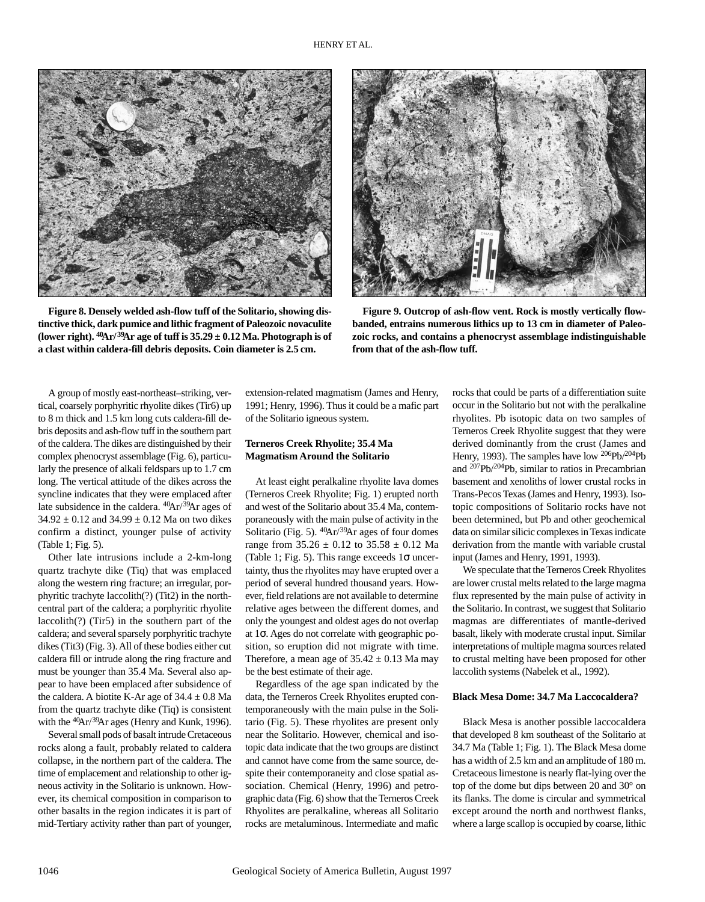**Figure 8. Densely welded ash-flow tuff of the Solitario, showing distinctive thick, dark pumice and lithic fragment of Paleozoic novaculite (lower right). $^{40}Ar/^{39}Ar$ age of tuff is 35.29 ± 0.12 Ma. Photograph is of a clast within caldera-fill debris deposits. Coin diameter is 2.5 cm.**

**Figure 9. Outcrop of ash-flow vent. Rock is mostly vertically flow-banded, entrains numerous lithics up to 13 cm in diameter of Paleozoic rocks, and contains a phenocryst assemblage indistinguishable from that of the ash-flow tuff.**

A group of mostly east-northeast–striking, vertical, coarsely porphyritic rhyolite dikes (Tir6) up to 8 m thick and 1.5 km long cuts caldera-fill debris deposits and ash-flow tuff in the southern part of the caldera. The dikes are distinguished by their complex phenocryst assemblage (Fig. 6), particularly the presence of alkali feldspars up to 1.7 cm long. The vertical attitude of the dikes across the syncline indicates that they were emplaced after late subsidence in the caldera. $^{40}Ar/^{39}Ar$ ages of 34.92 ± 0.12 and 34.99 ± 0.12 Ma on two dikes confirm a distinct, younger pulse of activity (Table 1; Fig. 5).

Other late intrusions include a 2-km-long quartz trachyte dike (Tiq) that was emplaced along the western ring fracture; an irregular, porphyritic trachyte laccolith(?) (Tit2) in the north-central part of the caldera; a porphyritic rhyolite laccolith(?) (Tir5) in the southern part of the caldera; and several sparsely porphyritic trachyte dikes (Tit3) (Fig. 3). All of these bodies either cut caldera fill or intrude along the ring fracture and must be younger than 35.4 Ma. Several also appear to have been emplaced after subsidence of the caldera. A biotite K-Ar age of 34.4 ± 0.8 Ma from the quartz trachyte dike (Tiq) is consistent with the $^{40}Ar/^{39}Ar$ ages (Henry and Kunk, 1996).

Several small pods of basalt intrude Cretaceous rocks along a fault, probably related to caldera collapse, in the northern part of the caldera. The time of emplacement and relationship to other igneous activity in the Solitario is unknown. However, its chemical composition in comparison to other basalts in the region indicates it is part of mid-Tertiary activity rather than part of younger, extension-related magmatism (James and Henry, 1991; Henry, 1996). Thus it could be a mafic part of the Solitario igneous system.

### Terneros Creek Rhyolite; 35.4 Ma Magmatism Around the Solitario

At least eight peralkaline rhyolite lava domes (Terneros Creek Rhyolite; Fig. 1) erupted north and west of the Solitario about 35.4 Ma, contemporaneously with the main pulse of activity in the Solitario (Fig. 5). $^{40}Ar/^{39}Ar$ ages of four domes range from 35.26 ± 0.12 to 35.58 ± 0.12 Ma (Table 1; Fig. 5). This range exceeds 1σ uncertainty, thus the rhyolites may have erupted over a period of several hundred thousand years. However, field relations are not available to determine relative ages between the different domes, and only the youngest and oldest ages do not overlap at 1σ. Ages do not correlate with geographic position, so eruption did not migrate with time. Therefore, a mean age of 35.42 ± 0.13 Ma may be the best estimate of their age.

Regardless of the age span indicated by the data, the Terneros Creek Rhyolites erupted contemporaneously with the main pulse in the Solitario (Fig. 5). These rhyolites are present only near the Solitario. However, chemical and isotopic data indicate that the two groups are distinct and cannot have come from the same source, despite their contemporaneity and close spatial association. Chemical (Henry, 1996) and petrographic data (Fig. 6) show that the Terneros Creek Rhyolites are peralkaline, whereas all Solitario rocks are metaluminous. Intermediate and mafic rocks that could be parts of a differentiation suite occur in the Solitario but not with the peralkaline rhyolites. Pb isotopic data on two samples of Terneros Creek Rhyolite suggest that they were derived dominantly from the crust (James and Henry, 1993). The samples have low $^{206}Pb/^{204}Pb$ and $^{207}Pb/^{204}Pb$, similar to ratios in Precambrian basement and xenoliths of lower crustal rocks in Trans-Pecos Texas (James and Henry, 1993). Isotopic compositions of Solitario rocks have not been determined, but Pb and other geochemical data on similar silicic complexes in Texas indicate derivation from the mantle with variable crustal input (James and Henry, 1991, 1993).

We speculate that the Terneros Creek Rhyolites are lower crustal melts related to the large magma flux represented by the main pulse of activity in the Solitario. In contrast, we suggest that Solitario magmas are differentiates of mantle-derived basalt, likely with moderate crustal input. Similar interpretations of multiple magma sources related to crustal melting have been proposed for other laccolith systems (Nabelek et al., 1992).

### Black Mesa Dome: 34.7 Ma Laccocaldera?

Black Mesa is another possible laccocaldera that developed 8 km southeast of the Solitario at 34.7 Ma (Table 1; Fig. 1). The Black Mesa dome has a width of 2.5 km and an amplitude of 180 m. Cretaceous limestone is nearly flat-lying over the top of the dome but dips between 20 and 30° on its flanks. The dome is circular and symmetrical except around the north and northwest flanks, where a large scallop is occupied by coarse, lithic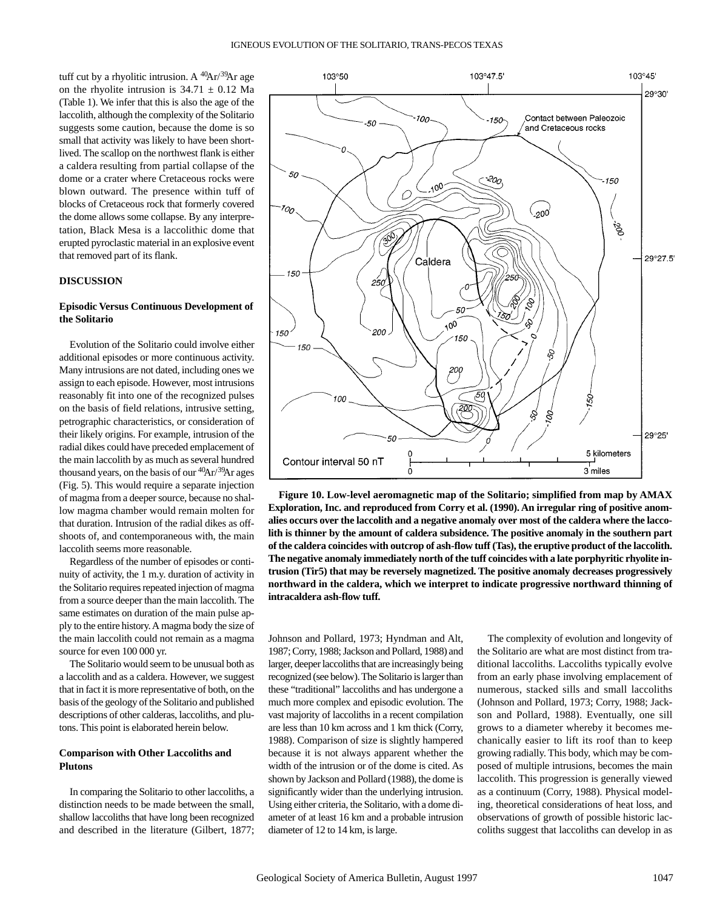tuff cut by a rhyolitic intrusion. A $^{40}Ar/^{39}Ar$ age on the rhyolite intrusion is 34.71 ± 0.12 Ma (Table 1). We infer that this is also the age of the laccolith, although the complexity of the Solitario suggests some caution, because the dome is so small that activity was likely to have been short-lived. The scallop on the northwest flank is either a caldera resulting from partial collapse of the dome or a crater where Cretaceous rocks were blown outward. The presence within tuff of blocks of Cretaceous rock that formerly covered the dome allows some collapse. By any interpretation, Black Mesa is a laccolithic dome that erupted pyroclastic material in an explosive event that removed part of its flank.

## DISCUSSION

### Episodic Versus Continuous Development of the Solitario

Evolution of the Solitario could involve either additional episodes or more continuous activity. Many intrusions are not dated, including ones we assign to each episode. However, most intrusions reasonably fit into one of the recognized pulses on the basis of field relations, intrusive setting, petrographic characteristics, or consideration of their likely origins. For example, intrusion of the radial dikes could have preceded emplacement of the main laccolith by as much as several hundred thousand years, on the basis of our $^{40}Ar/^{39}Ar$ ages (Fig. 5). This would require a separate injection of magma from a deeper source, because no shallow magma chamber would remain molten for that duration. Intrusion of the radial dikes as offshoots of, and contemporaneous with, the main laccolith seems more reasonable.

Regardless of the number of episodes or continuity of activity, the 1 m.y. duration of activity in the Solitario requires repeated injection of magma from a source deeper than the main laccolith. The same estimates on duration of the main pulse apply to the entire history. A magma body the size of the main laccolith could not remain as a magma source for even 100 000 yr.

The Solitario would seem to be unusual both as a laccolith and as a caldera. However, we suggest that in fact it is more representative of both, on the basis of the geology of the Solitario and published descriptions of other calderas, laccoliths, and plutons. This point is elaborated herein below.

### Comparison with Other Laccoliths and Plutons

In comparing the Solitario to other laccoliths, a distinction needs to be made between the small, shallow laccoliths that have long been recognized and described in the literature (Gilbert, 1877; Johnson and Pollard, 1973; Hyndman and Alt, 1987; Corry, 1988; Jackson and Pollard, 1988) and larger, deeper laccoliths that are increasingly being recognized (see below). The Solitario is larger than these "traditional" laccoliths and has undergone a much more complex and episodic evolution. The vast majority of laccoliths in a recent compilation are less than 10 km across and 1 km thick (Corry, 1988). Comparison of size is slightly hampered because it is not always apparent whether the width of the intrusion or of the dome is cited. As shown by Jackson and Pollard (1988), the dome is significantly wider than the underlying intrusion. Using either criteria, the Solitario, with a dome diameter of at least 16 km and a probable intrusion diameter of 12 to 14 km, is large.

The complexity of evolution and longevity of the Solitario are what are most distinct from traditional laccoliths. Laccoliths typically evolve from an early phase involving emplacement of numerous, stacked sills and small laccoliths (Johnson and Pollard, 1973; Corry, 1988; Jackson and Pollard, 1988). Eventually, one sill grows to a diameter whereby it becomes mechanically easier to lift its roof than to keep growing radially. This body, which may be composed of multiple intrusions, becomes the main laccolith. This progression is generally viewed as a continuum (Corry, 1988). Physical modeling, theoretical considerations of heat loss, and observations of growth of possible historic laccoliths suggest that laccoliths can develop in as

103°50
103°47.5'
103°45'
29°30'
29°27.5'
29°25'
Contact between Paleozoic and Cretaceous rocks
Caldera
Contour interval 50 nT
0
5 kilometers
0
3 miles

**Figure 10. Low-level aeromagnetic map of the Solitario; simplified from map by AMAX Exploration, Inc. and reproduced from Corry et al. (1990). An irregular ring of positive anomalies occurs over the laccolith and a negative anomaly over most of the caldera where the laccolith is thinner by the amount of caldera subsidence. The positive anomaly in the southern part of the caldera coincides with outcrop of ash-flow tuff (Tas), the eruptive product of the laccolith. The negative anomaly immediately north of the tuff coincides with a late porphyritic rhyolite intrusion (Tir5) that may be reversely magnetized. The positive anomaly decreases progressively northward in the caldera, which we interpret to indicate progressive northward thinning of intracaldera ash-flow tuff.**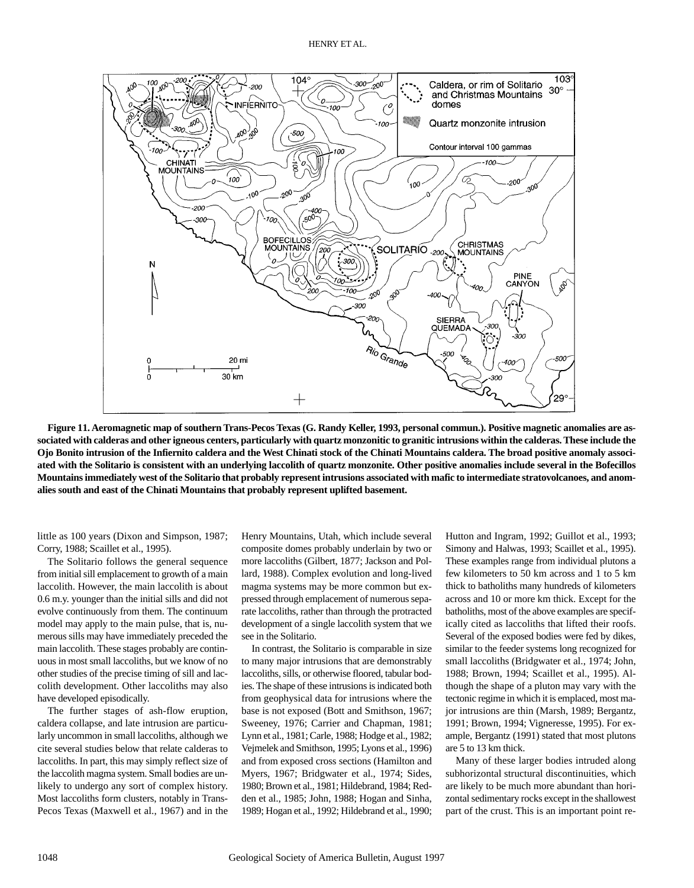**Figure 11. Aeromagnetic map of southern Trans-Pecos Texas (G. Randy Keller, 1993, personal commun.). Positive magnetic anomalies are associated with calderas and other igneous centers, particularly with quartz monzonitic to granitic intrusions within the calderas. These include the Ojo Bonito intrusion of the Infiernito caldera and the West Chinati stock of the Chinati Mountains caldera. The broad positive anomaly associated with the Solitario is consistent with an underlying laccolith of quartz monzonite. Other positive anomalies include several in the Bofecillos Mountains immediately west of the Solitario that probably represent intrusions associated with mafic to intermediate stratovolcanoes, and anomalies south and east of the Chinati Mountains that probably represent uplifted basement.**

little as 100 years (Dixon and Simpson, 1987; Corry, 1988; Scaillet et al., 1995).

The Solitario follows the general sequence from initial sill emplacement to growth of a main laccolith. However, the main laccolith is about 0.6 m.y. younger than the initial sills and did not evolve continuously from them. The continuum model may apply to the main pulse, that is, numerous sills may have immediately preceded the main laccolith. These stages probably are continuous in most small laccoliths, but we know of no other studies of the precise timing of sill and laccolith development. Other laccoliths may also have developed episodically.

The further stages of ash-flow eruption, caldera collapse, and late intrusion are particularly uncommon in small laccoliths, although we cite several studies below that relate calderas to laccoliths. In part, this may simply reflect size of the laccolith magma system. Small bodies are unlikely to undergo any sort of complex history. Most laccoliths form clusters, notably in Trans-Pecos Texas (Maxwell et al., 1967) and in the Henry Mountains, Utah, which include several composite domes probably underlain by two or more laccoliths (Gilbert, 1877; Jackson and Pollard, 1988). Complex evolution and long-lived magma systems may be more common but expressed through emplacement of numerous separate laccoliths, rather than through the protracted development of a single laccolith system that we see in the Solitario.

In contrast, the Solitario is comparable in size to many major intrusions that are demonstrably laccoliths, sills, or otherwise floored, tabular bodies. The shape of these intrusions is indicated both from geophysical data for intrusions where the base is not exposed (Bott and Smithson, 1967; Sweeney, 1976; Carrier and Chapman, 1981; Lynn et al., 1981; Carle, 1988; Hodge et al., 1982; Vejmelek and Smithson, 1995; Lyons et al., 1996) and from exposed cross sections (Hamilton and Myers, 1967; Bridgwater et al., 1974; Sides, 1980; Brown et al., 1981; Hildebrand, 1984; Redden et al., 1985; John, 1988; Hogan and Sinha, 1989; Hogan et al., 1992; Hildebrand et al., 1990; Hutton and Ingram, 1992; Guillot et al., 1993; Simony and Halwas, 1993; Scaillet et al., 1995). These examples range from individual plutons a few kilometers to 50 km across and 1 to 5 km thick to batholiths many hundreds of kilometers across and 10 or more km thick. Except for the batholiths, most of the above examples are specifically cited as laccoliths that lifted their roofs. Several of the exposed bodies were fed by dikes, similar to the feeder systems long recognized for small laccoliths (Bridgwater et al., 1974; John, 1988; Brown, 1994; Scaillet et al., 1995). Although the shape of a pluton may vary with the tectonic regime in which it is emplaced, most major intrusions are thin (Marsh, 1989; Bergantz, 1991; Brown, 1994; Vigneresse, 1995). For example, Bergantz (1991) stated that most plutons are 5 to 13 km thick.

Many of these larger bodies intruded along subhorizontal structural discontinuities, which are likely to be much more abundant than horizontal sedimentary rocks except in the shallowest part of the crust. This is an important point re-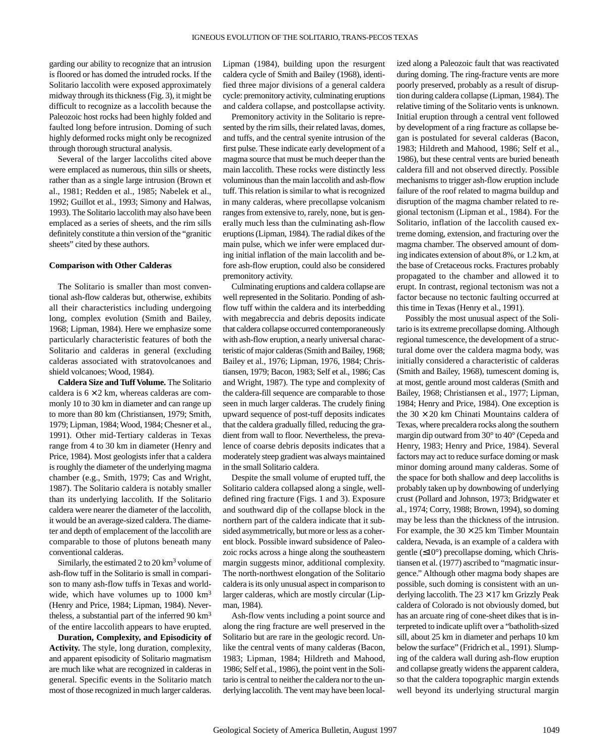garding our ability to recognize that an intrusion is floored or has domed the intruded rocks. If the Solitario laccolith were exposed approximately midway through its thickness (Fig. 3), it might be difficult to recognize as a laccolith because the Paleozoic host rocks had been highly folded and faulted long before intrusion. Doming of such highly deformed rocks might only be recognized through thorough structural analysis.

Several of the larger laccoliths cited above were emplaced as numerous, thin sills or sheets, rather than as a single large intrusion (Brown et al., 1981; Redden et al., 1985; Nabelek et al., 1992; Guillot et al., 1993; Simony and Halwas, 1993). The Solitario laccolith may also have been emplaced as a series of sheets, and the rim sills definitely constitute a thin version of the "granitic sheets" cited by these authors.

### Comparison with Other Calderas

The Solitario is smaller than most conventional ash-flow calderas but, otherwise, exhibits all their characteristics including undergoing long, complex evolution (Smith and Bailey, 1968; Lipman, 1984). Here we emphasize some particularly characteristic features of both the Solitario and calderas in general (excluding calderas associated with stratovolcanoes and shield volcanoes; Wood, 1984).

**Caldera Size and Tuff Volume.** The Solitario caldera is 6 × 2 km, whereas calderas are commonly 10 to 30 km in diameter and can range up to more than 80 km (Christiansen, 1979; Smith, 1979; Lipman, 1984; Wood, 1984; Chesner et al., 1991). Other mid-Tertiary calderas in Texas range from 4 to 30 km in diameter (Henry and Price, 1984). Most geologists infer that a caldera is roughly the diameter of the underlying magma chamber (e.g., Smith, 1979; Cas and Wright, 1987). The Solitario caldera is notably smaller than its underlying laccolith. If the Solitario caldera were nearer the diameter of the laccolith, it would be an average-sized caldera. The diameter and depth of emplacement of the laccolith are comparable to those of plutons beneath many conventional calderas.

Similarly, the estimated 2 to 20 km$^3$ volume of ash-flow tuff in the Solitario is small in comparison to many ash-flow tuffs in Texas and worldwide, which have volumes up to 1000 km$^3$ (Henry and Price, 1984; Lipman, 1984). Nevertheless, a substantial part of the inferred 90 km$^3$ of the entire laccolith appears to have erupted.

**Duration, Complexity, and Episodicity of Activity.** The style, long duration, complexity, and apparent episodicity of Solitario magmatism are much like what are recognized in calderas in general. Specific events in the Solitario match most of those recognized in much larger calderas. Lipman (1984), building upon the resurgent caldera cycle of Smith and Bailey (1968), identified three major divisions of a general caldera cycle: premonitory activity, culminating eruptions and caldera collapse, and postcollapse activity.

Premonitory activity in the Solitario is represented by the rim sills, their related lavas, domes, and tuffs, and the central syenite intrusion of the first pulse. These indicate early development of a magma source that must be much deeper than the main laccolith. These rocks were distinctly less voluminous than the main laccolith and ash-flow tuff. This relation is similar to what is recognized in many calderas, where precollapse volcanism ranges from extensive to, rarely, none, but is generally much less than the culminating ash-flow eruptions (Lipman, 1984). The radial dikes of the main pulse, which we infer were emplaced during initial inflation of the main laccolith and before ash-flow eruption, could also be considered premonitory activity.

Culminating eruptions and caldera collapse are well represented in the Solitario. Ponding of ash-flow tuff within the caldera and its interbedding with megabreccia and debris deposits indicate that caldera collapse occurred contemporaneously with ash-flow eruption, a nearly universal characteristic of major calderas (Smith and Bailey, 1968; Bailey et al., 1976; Lipman, 1976, 1984; Christiansen, 1979; Bacon, 1983; Self et al., 1986; Cas and Wright, 1987). The type and complexity of the caldera-fill sequence are comparable to those seen in much larger calderas. The crudely fining upward sequence of post-tuff deposits indicates that the caldera gradually filled, reducing the gradient from wall to floor. Nevertheless, the prevalence of coarse debris deposits indicates that a moderately steep gradient was always maintained in the small Solitario caldera.

Despite the small volume of erupted tuff, the Solitario caldera collapsed along a single, well-defined ring fracture (Figs. 1 and 3). Exposure and southward dip of the collapse block in the northern part of the caldera indicate that it subsided asymmetrically, but more or less as a coherent block. Possible inward subsidence of Paleozoic rocks across a hinge along the southeastern margin suggests minor, additional complexity. The north-northwest elongation of the Solitario caldera is its only unusual aspect in comparison to larger calderas, which are mostly circular (Lipman, 1984).

Ash-flow vents including a point source and along the ring fracture are well preserved in the Solitario but are rare in the geologic record. Unlike the central vents of many calderas (Bacon, 1983; Lipman, 1984; Hildreth and Mahood, 1986; Self et al., 1986), the point vent in the Solitario is central to neither the caldera nor to the underlying laccolith. The vent may have been localized along a Paleozoic fault that was reactivated during doming. The ring-fracture vents are more poorly preserved, probably as a result of disruption during caldera collapse (Lipman, 1984). The relative timing of the Solitario vents is unknown. Initial eruption through a central vent followed by development of a ring fracture as collapse began is postulated for several calderas (Bacon, 1983; Hildreth and Mahood, 1986; Self et al., 1986), but these central vents are buried beneath caldera fill and not observed directly. Possible mechanisms to trigger ash-flow eruption include failure of the roof related to magma buildup and disruption of the magma chamber related to regional tectonism (Lipman et al., 1984). For the Solitario, inflation of the laccolith caused extreme doming, extension, and fracturing over the magma chamber. The observed amount of doming indicates extension of about 8%, or 1.2 km, at the base of Cretaceous rocks. Fractures probably propagated to the chamber and allowed it to erupt. In contrast, regional tectonism was not a factor because no tectonic faulting occurred at this time in Texas (Henry et al., 1991).

Possibly the most unusual aspect of the Solitario is its extreme precollapse doming. Although regional tumescence, the development of a structural dome over the caldera magma body, was initially considered a characteristic of calderas (Smith and Bailey, 1968), tumescent doming is, at most, gentle around most calderas (Smith and Bailey, 1968; Christiansen et al., 1977; Lipman, 1984; Henry and Price, 1984). One exception is the 30 × 20 km Chinati Mountains caldera of Texas, where precaldera rocks along the southern margin dip outward from 30° to 40° (Cepeda and Henry, 1983; Henry and Price, 1984). Several factors may act to reduce surface doming or mask minor doming around many calderas. Some of the space for both shallow and deep laccoliths is probably taken up by downbowing of underlying crust (Pollard and Johnson, 1973; Bridgwater et al., 1974; Corry, 1988; Brown, 1994), so doming may be less than the thickness of the intrusion. For example, the 30 × 25 km Timber Mountain caldera, Nevada, is an example of a caldera with gentle (≤10°) precollapse doming, which Christiansen et al. (1977) ascribed to "magmatic insurgence." Although other magma body shapes are possible, such doming is consistent with an underlying laccolith. The 23 × 17 km Grizzly Peak caldera of Colorado is not obviously domed, but has an arcuate ring of cone-sheet dikes that is interpreted to indicate uplift over a "batholith-sized sill, about 25 km in diameter and perhaps 10 km below the surface" (Fridrich et al., 1991). Slumping of the caldera wall during ash-flow eruption and collapse greatly widens the apparent caldera, so that the caldera topographic margin extends well beyond its underlying structural margin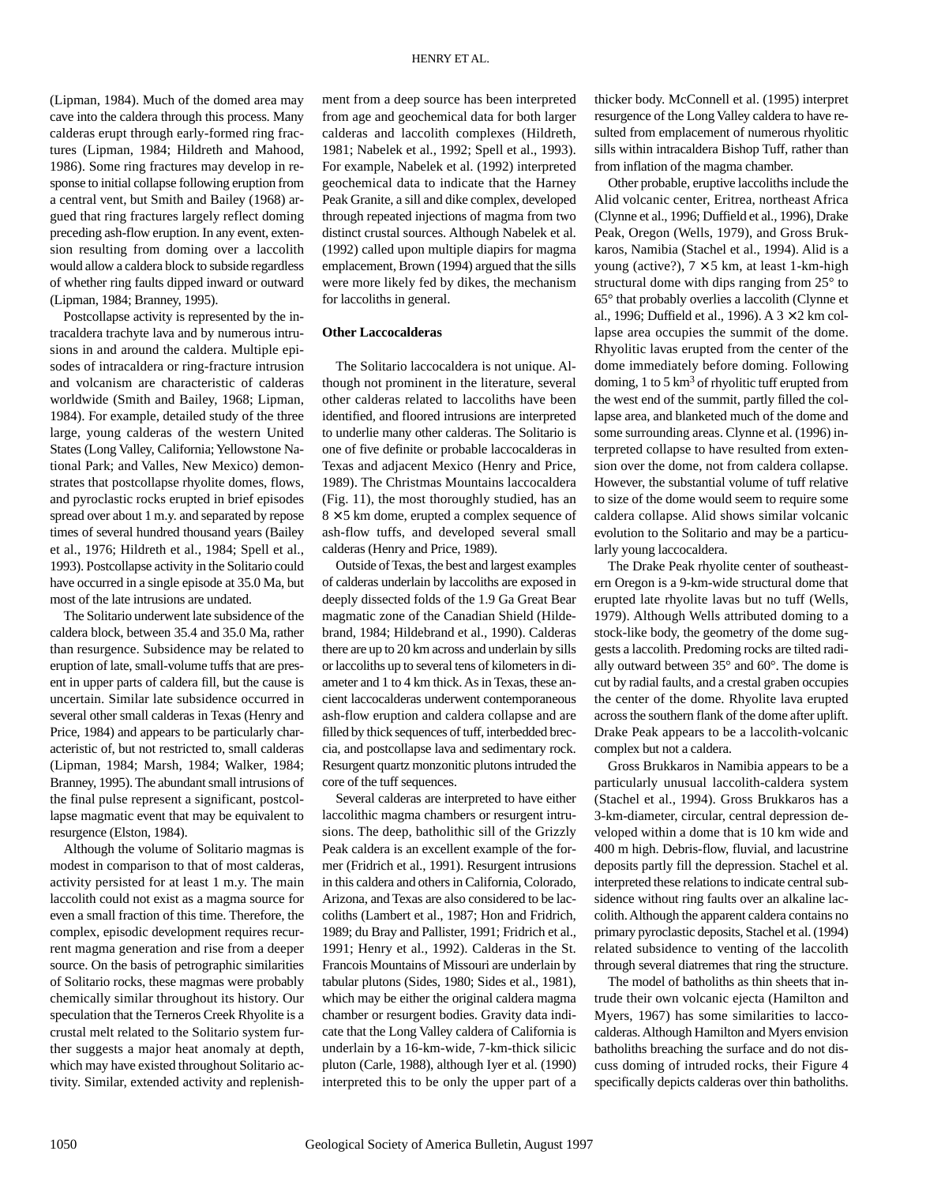(Lipman, 1984). Much of the domed area may cave into the caldera through this process. Many calderas erupt through early-formed ring fractures (Lipman, 1984; Hildreth and Mahood, 1986). Some ring fractures may develop in response to initial collapse following eruption from a central vent, but Smith and Bailey (1968) argued that ring fractures largely reflect doming preceding ash-flow eruption. In any event, extension resulting from doming over a laccolith would allow a caldera block to subside regardless of whether ring faults dipped inward or outward (Lipman, 1984; Branney, 1995).

Postcollapse activity is represented by the intracaldera trachyte lava and by numerous intrusions in and around the caldera. Multiple episodes of intracaldera or ring-fracture intrusion and volcanism are characteristic of calderas worldwide (Smith and Bailey, 1968; Lipman, 1984). For example, detailed study of the three large, young calderas of the western United States (Long Valley, California; Yellowstone National Park; and Valles, New Mexico) demonstrates that postcollapse rhyolite domes, flows, and pyroclastic rocks erupted in brief episodes spread over about 1 m.y. and separated by repose times of several hundred thousand years (Bailey et al., 1976; Hildreth et al., 1984; Spell et al., 1993). Postcollapse activity in the Solitario could have occurred in a single episode at 35.0 Ma, but most of the late intrusions are undated.

The Solitario underwent late subsidence of the caldera block, between 35.4 and 35.0 Ma, rather than resurgence. Subsidence may be related to eruption of late, small-volume tuffs that are present in upper parts of caldera fill, but the cause is uncertain. Similar late subsidence occurred in several other small calderas in Texas (Henry and Price, 1984) and appears to be particularly characteristic of, but not restricted to, small calderas (Lipman, 1984; Marsh, 1984; Walker, 1984; Branney, 1995). The abundant small intrusions of the final pulse represent a significant, postcollapse magmatic event that may be equivalent to resurgence (Elston, 1984).

Although the volume of Solitario magmas is modest in comparison to that of most calderas, activity persisted for at least 1 m.y. The main laccolith could not exist as a magma source for even a small fraction of this time. Therefore, the complex, episodic development requires recurrent magma generation and rise from a deeper source. On the basis of petrographic similarities of Solitario rocks, these magmas were probably chemically similar throughout its history. Our speculation that the Terneros Creek Rhyolite is a crustal melt related to the Solitario system further suggests a major heat anomaly at depth, which may have existed throughout Solitario activity. Similar, extended activity and replenishment from a deep source has been interpreted from age and geochemical data for both larger calderas and laccolith complexes (Hildreth, 1981; Nabelek et al., 1992; Spell et al., 1993). For example, Nabelek et al. (1992) interpreted geochemical data to indicate that the Harney Peak Granite, a sill and dike complex, developed through repeated injections of magma from two distinct crustal sources. Although Nabelek et al. (1992) called upon multiple diapirs for magma emplacement, Brown (1994) argued that the sills were more likely fed by dikes, the mechanism for laccoliths in general.

**Other Laccocalderas**

The Solitario laccocaldera is not unique. Although not prominent in the literature, several other calderas related to laccoliths have been identified, and floored intrusions are interpreted to underlie many other calderas. The Solitario is one of five definite or probable laccocalderas in Texas and adjacent Mexico (Henry and Price, 1989). The Christmas Mountains laccocaldera (Fig. 11), the most thoroughly studied, has an 8 × 5 km dome, erupted a complex sequence of ash-flow tuffs, and developed several small calderas (Henry and Price, 1989).

Outside of Texas, the best and largest examples of calderas underlain by laccoliths are exposed in deeply dissected folds of the 1.9 Ga Great Bear magmatic zone of the Canadian Shield (Hildebrand, 1984; Hildebrand et al., 1990). Calderas there are up to 20 km across and underlain by sills or laccoliths up to several tens of kilometers in diameter and 1 to 4 km thick. As in Texas, these ancient laccocalderas underwent contemporaneous ash-flow eruption and caldera collapse and are filled by thick sequences of tuff, interbedded breccia, and postcollapse lava and sedimentary rock. Resurgent quartz monzonitic plutons intruded the core of the tuff sequences.

Several calderas are interpreted to have either laccolithic magma chambers or resurgent intrusions. The deep, batholithic sill of the Grizzly Peak caldera is an excellent example of the former (Fridrich et al., 1991). Resurgent intrusions in this caldera and others in California, Colorado, Arizona, and Texas are also considered to be laccoliths (Lambert et al., 1987; Hon and Fridrich, 1989; du Bray and Pallister, 1991; Fridrich et al., 1991; Henry et al., 1992). Calderas in the St. Francois Mountains of Missouri are underlain by tabular plutons (Sides, 1980; Sides et al., 1981), which may be either the original caldera magma chamber or resurgent bodies. Gravity data indicate that the Long Valley caldera of California is underlain by a 16-km-wide, 7-km-thick silicic pluton (Carle, 1988), although Iyer et al. (1990) interpreted this to be only the upper part of a thicker body. McConnell et al. (1995) interpret resurgence of the Long Valley caldera to have resulted from emplacement of numerous rhyolitic sills within intracaldera Bishop Tuff, rather than from inflation of the magma chamber.

Other probable, eruptive laccoliths include the Alid volcanic center, Eritrea, northeast Africa (Clynne et al., 1996; Duffield et al., 1996), Drake Peak, Oregon (Wells, 1979), and Gross Brukkaros, Namibia (Stachel et al., 1994). Alid is a young (active?), 7 × 5 km, at least 1-km-high structural dome with dips ranging from 25° to 65° that probably overlies a laccolith (Clynne et al., 1996; Duffield et al., 1996). A 3 × 2 km collapse area occupies the summit of the dome. Rhyolitic lavas erupted from the center of the dome immediately before doming. Following doming, 1 to 5 km$^3$ of rhyolitic tuff erupted from the west end of the summit, partly filled the collapse area, and blanketed much of the dome and some surrounding areas. Clynne et al. (1996) interpreted collapse to have resulted from extension over the dome, not from caldera collapse. However, the substantial volume of tuff relative to size of the dome would seem to require some caldera collapse. Alid shows similar volcanic evolution to the Solitario and may be a particularly young laccocaldera.

The Drake Peak rhyolite center of southeastern Oregon is a 9-km-wide structural dome that erupted late rhyolite lavas but no tuff (Wells, 1979). Although Wells attributed doming to a stock-like body, the geometry of the dome suggests a laccolith. Predominant rocks are tilted radially outward between 35° and 60°. The dome is cut by radial faults, and a crestal graben occupies the center of the dome. Rhyolite lava erupted across the southern flank of the dome after uplift. Drake Peak appears to be a laccolith-volcanic complex but not a caldera.

Gross Brukkaros in Namibia appears to be a particularly unusual laccolith-caldera system (Stachel et al., 1994). Gross Brukkaros has a 3-km-diameter, circular, central depression developed within a dome that is 10 km wide and 400 m high. Debris-flow, fluvial, and lacustrine deposits partly fill the depression. Stachel et al. interpreted these relations to indicate central subsidence without ring faults over an alkaline laccolith. Although the apparent caldera contains no primary pyroclastic deposits, Stachel et al. (1994) related subsidence to venting of the laccolith through several diatremes that ring the structure.

The model of batholiths as thin sheets that intrude their own volcanic ejecta (Hamilton and Myers, 1967) has some similarities to laccocalderas. Although Hamilton and Myers envision batholiths breaching the surface and do not discuss doming of intruded rocks, their Figure 4 specifically depicts calderas over thin batholiths.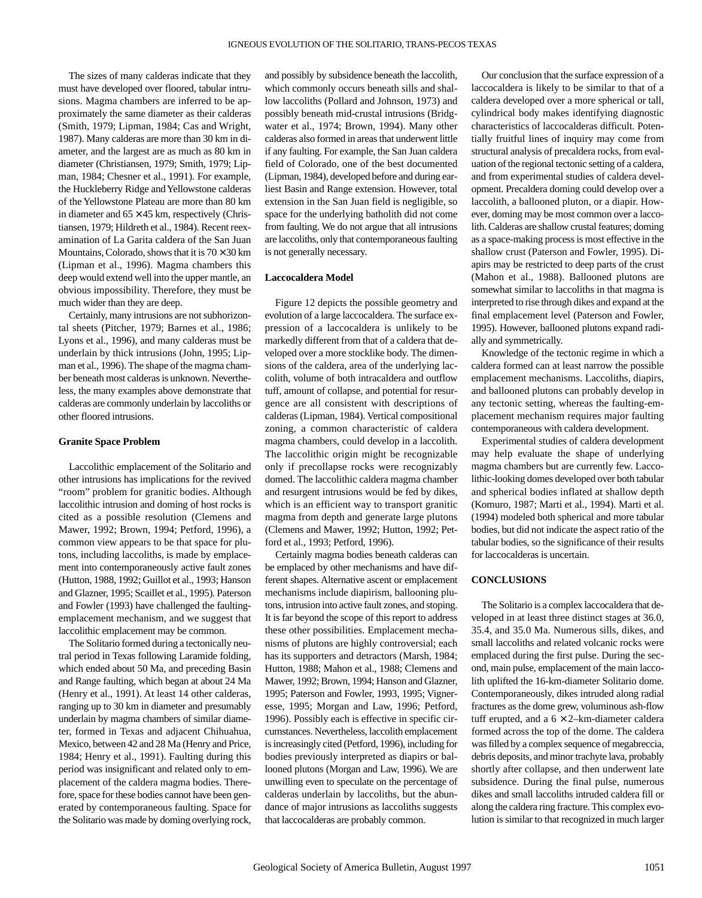The sizes of many calderas indicate that they must have developed over floored, tabular intrusions. Magma chambers are inferred to be approximately the same diameter as their calderas (Smith, 1979; Lipman, 1984; Cas and Wright, 1987). Many calderas are more than 30 km in diameter, and the largest are as much as 80 km in diameter (Christiansen, 1979; Smith, 1979; Lipman, 1984; Chesner et al., 1991). For example, the Huckleberry Ridge and Yellowstone calderas of the Yellowstone Plateau are more than 80 km in diameter and 65 × 45 km, respectively (Christiansen, 1979; Hildreth et al., 1984). Recent reexamination of La Garita caldera of the San Juan Mountains, Colorado, shows that it is 70 × 30 km (Lipman et al., 1996). Magma chambers this deep would extend well into the upper mantle, an obvious impossibility. Therefore, they must be much wider than they are deep.

Certainly, many intrusions are not subhorizontal sheets (Pitcher, 1979; Barnes et al., 1986; Lyons et al., 1996), and many calderas must be underlain by thick intrusions (John, 1995; Lipman et al., 1996). The shape of the magma chamber beneath most calderas is unknown. Nevertheless, the many examples above demonstrate that calderas are commonly underlain by laccoliths or other floored intrusions.

### Granite Space Problem

Laccolithic emplacement of the Solitario and other intrusions has implications for the revived "room" problem for granitic bodies. Although laccolithic intrusion and doming of host rocks is cited as a possible resolution (Clemens and Mawer, 1992; Brown, 1994; Petford, 1996), a common view appears to be that space for plutons, including laccoliths, is made by emplacement into contemporaneously active fault zones (Hutton, 1988, 1992; Guillot et al., 1993; Hanson and Glazner, 1995; Scaillet et al., 1995). Paterson and Fowler (1993) have challenged the faulting-emplacement mechanism, and we suggest that laccolithic emplacement may be common.

The Solitario formed during a tectonically neutral period in Texas following Laramide folding, which ended about 50 Ma, and preceding Basin and Range faulting, which began at about 24 Ma (Henry et al., 1991). At least 14 other calderas, ranging up to 30 km in diameter and presumably underlain by magma chambers of similar diameter, formed in Texas and adjacent Chihuahua, Mexico, between 42 and 28 Ma (Henry and Price, 1984; Henry et al., 1991). Faulting during this period was insignificant and related only to emplacement of the caldera magma bodies. Therefore, space for these bodies cannot have been generated by contemporaneous faulting. Space for the Solitario was made by doming overlying rock, and possibly by subsidence beneath the laccolith, which commonly occurs beneath sills and shallow laccoliths (Pollard and Johnson, 1973) and possibly beneath mid-crustal intrusions (Bridgwater et al., 1974; Brown, 1994). Many other calderas also formed in areas that underwent little if any faulting. For example, the San Juan caldera field of Colorado, one of the best documented (Lipman, 1984), developed before and during earliest Basin and Range extension. However, total extension in the San Juan field is negligible, so space for the underlying batholith did not come from faulting. We do not argue that all intrusions are laccoliths, only that contemporaneous faulting is not generally necessary.

### Laccocaldera Model

Figure 12 depicts the possible geometry and evolution of a large laccocaldera. The surface expression of a laccocaldera is unlikely to be markedly different from that of a caldera that developed over a more stocklike body. The dimensions of the caldera, area of the underlying laccolith, volume of both intracaldera and outflow tuff, amount of collapse, and potential for resurgence are all consistent with descriptions of calderas (Lipman, 1984). Vertical compositional zoning, a common characteristic of caldera magma chambers, could develop in a laccolith. The laccolithic origin might be recognizable only if precollapse rocks were recognizably domed. The laccolithic caldera magma chamber and resurgent intrusions would be fed by dikes, which is an efficient way to transport granitic magma from depth and generate large plutons (Clemens and Mawer, 1992; Hutton, 1992; Petford et al., 1993; Petford, 1996).

Certainly magma bodies beneath calderas can be emplaced by other mechanisms and have different shapes. Alternative ascent or emplacement mechanisms include diapirism, ballooning plutons, intrusion into active fault zones, and stoping. It is far beyond the scope of this report to address these other possibilities. Emplacement mechanisms of plutons are highly controversial; each has its supporters and detractors (Marsh, 1984; Hutton, 1988; Mahon et al., 1988; Clemens and Mawer, 1992; Brown, 1994; Hanson and Glazner, 1995; Paterson and Fowler, 1993, 1995; Vigneresse, 1995; Morgan and Law, 1996; Petford, 1996). Possibly each is effective in specific circumstances. Nevertheless, laccolith emplacement is increasingly cited (Petford, 1996), including for bodies previously interpreted as diapirs or ballooned plutons (Morgan and Law, 1996). We are unwilling even to speculate on the percentage of calderas underlain by laccoliths, but the abundance of major intrusions as laccoliths suggests that laccocalderas are probably common.

Our conclusion that the surface expression of a laccocaldera is likely to be similar to that of a caldera developed over a more spherical or tall, cylindrical body makes identifying diagnostic characteristics of laccocalderas difficult. Potentially fruitful lines of inquiry may come from structural analysis of precaldera rocks, from evaluation of the regional tectonic setting of a caldera, and from experimental studies of caldera development. Precaldera doming could develop over a laccolith, a ballooned pluton, or a diapir. However, doming may be most common over a laccolith. Calderas are shallow crustal features; doming as a space-making process is most effective in the shallow crust (Paterson and Fowler, 1995). Diapirs may be restricted to deep parts of the crust (Mahon et al., 1988). Ballooned plutons are somewhat similar to laccoliths in that magma is interpreted to rise through dikes and expand at the final emplacement level (Paterson and Fowler, 1995). However, ballooned plutons expand radially and symmetrically.

Knowledge of the tectonic regime in which a caldera formed can at least narrow the possible emplacement mechanisms. Laccoliths, diapirs, and ballooned plutons can probably develop in any tectonic setting, whereas the faulting-emplacement mechanism requires major faulting contemporaneous with caldera development.

Experimental studies of caldera development may help evaluate the shape of underlying magma chambers but are currently few. Laccolithic-looking domes developed over both tabular and spherical bodies inflated at shallow depth (Komuro, 1987; Marti et al., 1994). Marti et al. (1994) modeled both spherical and more tabular bodies, but did not indicate the aspect ratio of the tabular bodies, so the significance of their results for laccocalderas is uncertain.

## CONCLUSIONS

The Solitario is a complex laccocaldera that developed in at least three distinct stages at 36.0, 35.4, and 35.0 Ma. Numerous sills, dikes, and small laccoliths and related volcanic rocks were emplaced during the first pulse. During the second, main pulse, emplacement of the main laccolith uplifted the 16-km-diameter Solitario dome. Contemporaneously, dikes intruded along radial fractures as the dome grew, voluminous ash-flow tuff erupted, and a 6 × 2–km-diameter caldera formed across the top of the dome. The caldera was filled by a complex sequence of megabreccia, debris deposits, and minor trachyte lava, probably shortly after collapse, and then underwent late subsidence. During the final pulse, numerous dikes and small laccoliths intruded caldera fill or along the caldera ring fracture. This complex evolution is similar to that recognized in much larger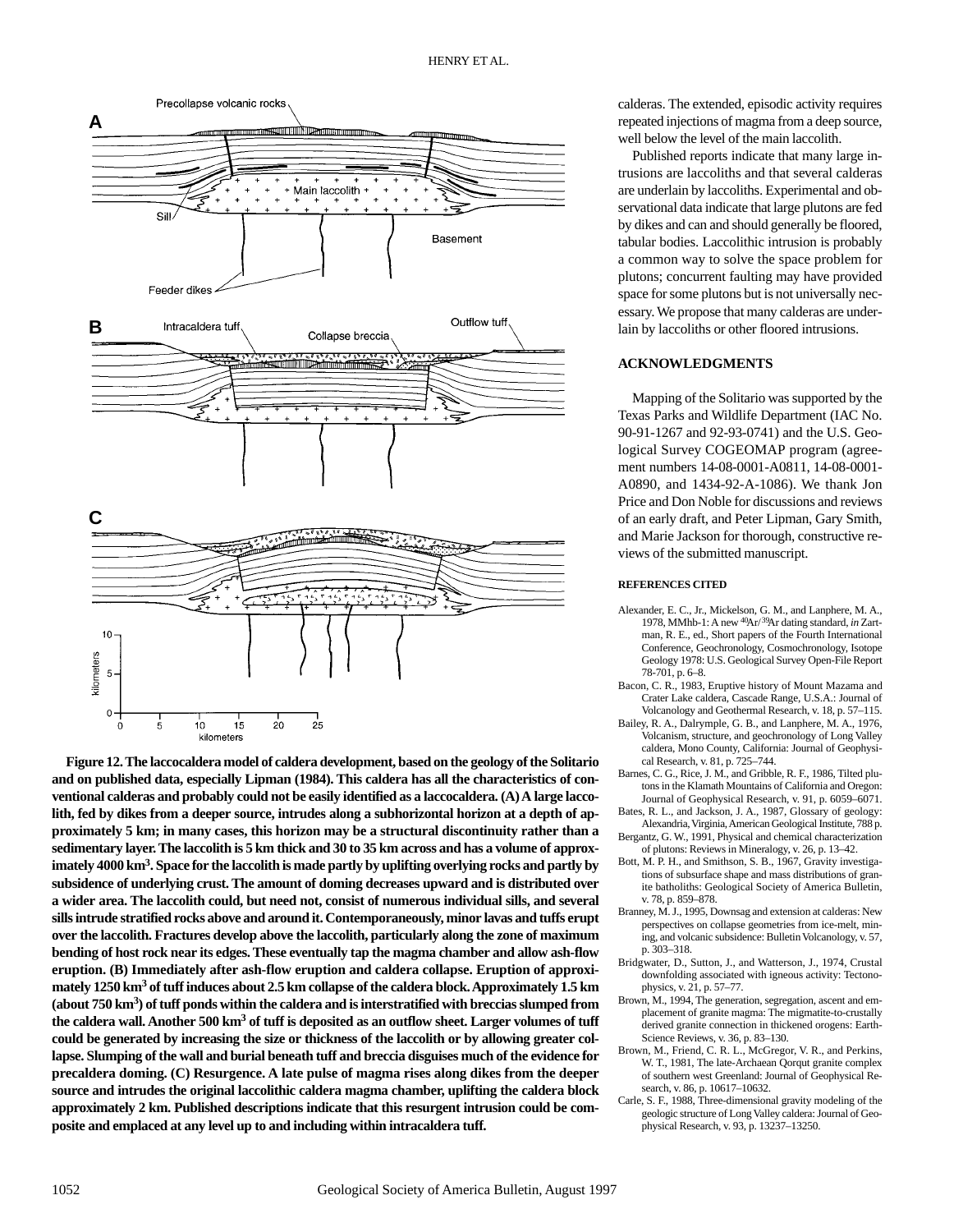**Figure 12. The laccocaldera model of caldera development, based on the geology of the Solitario and on published data, especially Lipman (1984). This caldera has all the characteristics of conventional calderas and probably could not be easily identified as a laccocaldera. (A) A large laccolith, fed by dikes from a deeper source, intrudes along a subhorizontal horizon at a depth of approximately 5 km; in many cases, this horizon may be a structural discontinuity rather than a sedimentary layer. The laccolith is 5 km thick and 30 to 35 km across and has a volume of approximately 4000 km$^3$. Space for the laccolith is made partly by uplifting overlying rocks and partly by subsidence of underlying crust. The amount of doming decreases upward and is distributed over a wider area. The laccolith could, but need not, consist of numerous individual sills, and several sills intrude stratified rocks above and around it. Contemporaneously, minor lavas and tuffs erupt over the laccolith. Fractures develop above the laccolith, particularly along the zone of maximum bending of host rock near its edges. These eventually tap the magma chamber and allow ash-flow eruption. (B) Immediately after ash-flow eruption and caldera collapse. Eruption of approximately 1250 km$^3$ of tuff induces about 2.5 km collapse of the caldera block. Approximately 1.5 km (about 750 km$^3$) of tuff ponds within the caldera and is interstratified with breccias slumped from the caldera wall. Another 500 km$^3$ of tuff is deposited as an outflow sheet. Larger volumes of tuff could be generated by increasing the size or thickness of the laccolith or by allowing greater collapse. Slumping of the wall and burial beneath tuff and breccia disguises much of the evidence for precaldera doming. (C) Resurgence. A late pulse of magma rises along dikes from the deeper source and intrudes the original laccolithic caldera magma chamber, uplifting the caldera block approximately 2 km. Published descriptions indicate that this resurgent intrusion could be composite and emplaced at any level up to and including within intracaldera tuff.**

calderas. The extended, episodic activity requires repeated injections of magma from a deep source, well below the level of the main laccolith.

Published reports indicate that many large intrusions are laccoliths and that several calderas are underlain by laccoliths. Experimental and observational data indicate that large plutons are fed by dikes and can and should generally be floored, tabular bodies. Laccolithic intrusion is probably a common way to solve the space problem for plutons; concurrent faulting may have provided space for some plutons but is not universally necessary. We propose that many calderas are underlain by laccoliths or other floored intrusions.

## ACKNOWLEDGMENTS

Mapping of the Solitario was supported by the Texas Parks and Wildlife Department (IAC No. 90-91-1267 and 92-93-0741) and the U.S. Geological Survey COGEOMAP program (agreement numbers 14-08-0001-A0811, 14-08-0001-A0890, and 1434-92-A-1086). We thank Jon Price and Don Noble for discussions and reviews of an early draft, and Peter Lipman, Gary Smith, and Marie Jackson for thorough, constructive reviews of the submitted manuscript.

### REFERENCES CITED

Alexander, E. C., Jr., Mickelson, G. M., and Lanphere, M. A., 1978, MMhb-1: A new $^{40}$Ar/$^{39}$Ar dating standard, *in* Zartman, R. E., ed., Short papers of the Fourth International Conference, Geochronology, Cosmochronology, Isotope Geology 1978: U.S. Geological Survey Open-File Report 78-701, p. 6–8.

Bacon, C. R., 1983, Eruptive history of Mount Mazama and Crater Lake caldera, Cascade Range, U.S.A.: Journal of Volcanology and Geothermal Research, v. 18, p. 57–115.

Bailey, R. A., Dalrymple, G. B., and Lanphere, M. A., 1976, Volcanism, structure, and geochronology of Long Valley caldera, Mono County, California: Journal of Geophysical Research, v. 81, p. 725–744.

Barnes, C. G., Rice, J. M., and Gribble, R. F., 1986, Tilted plutons in the Klamath Mountains of California and Oregon: Journal of Geophysical Research, v. 91, p. 6059–6071.

Bates, R. L., and Jackson, J. A., 1987, Glossary of geology: Alexandria, Virginia, American Geological Institute, 788 p.

Bergantz, G. W., 1991, Physical and chemical characterization of plutons: Reviews in Mineralogy, v. 26, p. 13–42.

Bott, M. P. H., and Smithson, S. B., 1967, Gravity investigations of subsurface shape and mass distributions of granite batholiths: Geological Society of America Bulletin, v. 78, p. 859–878.

Branney, M. J., 1995, Downsag and extension at calderas: New perspectives on collapse geometries from ice-melt, mining, and volcanic subsidence: Bulletin Volcanology, v. 57, p. 303–318.

Bridgwater, D., Sutton, J., and Watterson, J., 1974, Crustal downfolding associated with igneous activity: Tectonophysics, v. 21, p. 57–77.

Brown, M., 1994, The generation, segregation, ascent and emplacement of granite magma: The migmatite-to-crustally derived granite connection in thickened orogens: Earth-Science Reviews, v. 36, p. 83–130.

Brown, M., Friend, C. R. L., McGregor, V. R., and Perkins, W. T., 1981, The late-Archaean Qorqut granite complex of southern west Greenland: Journal of Geophysical Research, v. 86, p. 10617–10632.

Carle, S. F., 1988, Three-dimensional gravity modeling of the geologic structure of Long Valley caldera: Journal of Geophysical Research, v. 93, p. 13237–13250.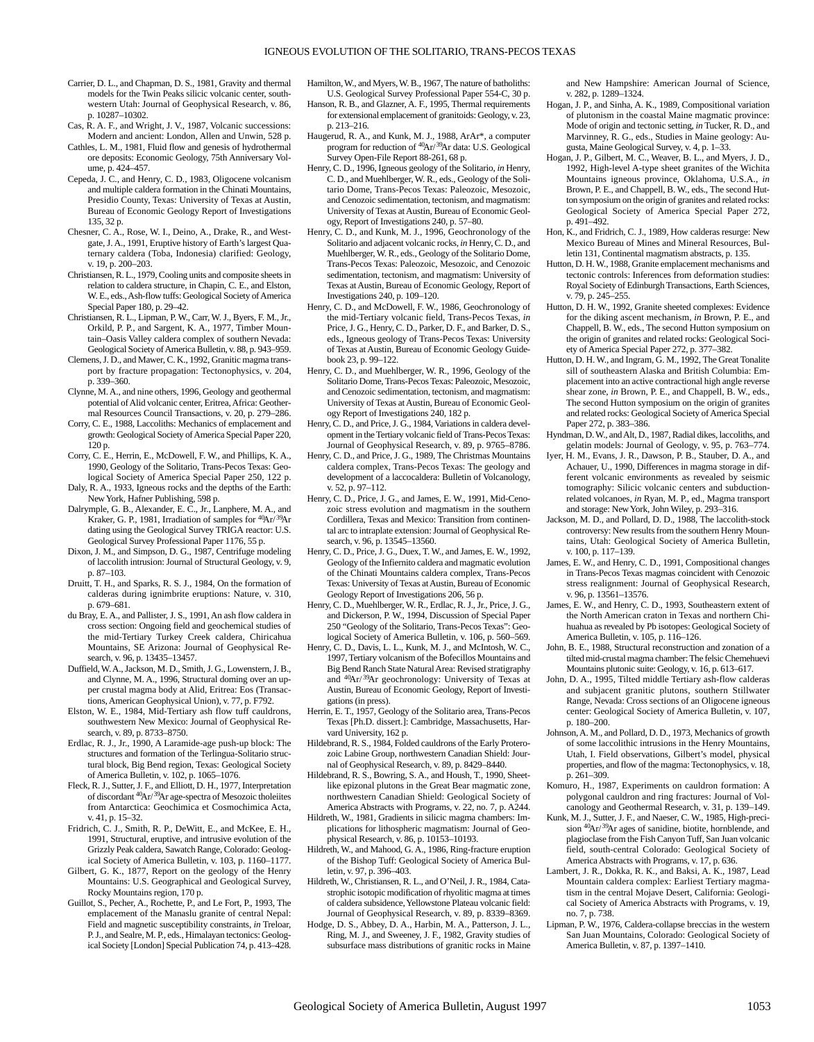Carrier, D. L., and Chapman, D. S., 1981, Gravity and thermal models for the Twin Peaks silicic volcanic center, southwestern Utah: Journal of Geophysical Research, v. 86, p. 10287–10302.

Cas, R. A. F., and Wright, J. V., 1987, Volcanic successions: Modern and ancient: London, Allen and Unwin, 528 p.

Cathles, L. M., 1981, Fluid flow and genesis of hydrothermal ore deposits: Economic Geology, 75th Anniversary Volume, p. 424–457.

Cepeda, J. C., and Henry, C. D., 1983, Oligocene volcanism and multiple caldera formation in the Chinati Mountains, Presidio County, Texas: University of Texas at Austin, Bureau of Economic Geology Report of Investigations 135, 32 p.

Chesner, C. A., Rose, W. I., Deino, A., Drake, R., and Westgate, J. A., 1991, Eruptive history of Earth's largest Quaternary caldera (Toba, Indonesia) clarified: Geology, v. 19, p. 200–203.

Christiansen, R. L., 1979, Cooling units and composite sheets in relation to caldera structure, in Chapin, C. E., and Elston, W. E., eds., Ash-flow tuffs: Geological Society of America Special Paper 180, p. 29–42.

Christiansen, R. L., Lipman, P. W., Carr, W. J., Byers, F. M., Jr., Orkild, P. P., and Sargent, K. A., 1977, Timber Mountain–Oasis Valley caldera complex of southern Nevada: Geological Society of America Bulletin, v. 88, p. 943–959.

Clemens, J. D., and Mawer, C. K., 1992, Granitic magma transport by fracture propagation: Tectonophysics, v. 204, p. 339–360.

Clynne, M. A., and nine others, 1996, Geology and geothermal potential of Alid volcanic center, Eritrea, Africa: Geothermal Resources Council Transactions, v. 20, p. 279–286.

Corry, C. E., 1988, Laccoliths: Mechanics of emplacement and growth: Geological Society of America Special Paper 220, 120 p.

Corry, C. E., Herrin, E., McDowell, F. W., and Phillips, K. A., 1990, Geology of the Solitario, Trans-Pecos Texas: Geological Society of America Special Paper 250, 122 p.

Daly, R. A., 1933, Igneous rocks and the depths of the Earth: New York, Hafner Publishing, 598 p.

Dalrymple, G. B., Alexander, E. C., Jr., Lanphere, M. A., and Kraker, G. P., 1981, Irradiation of samples for $^{40}$Ar/$^{39}$Ar dating using the Geological Survey TRIGA reactor: U.S. Geological Survey Professional Paper 1176, 55 p.

Dixon, J. M., and Simpson, D. G., 1987, Centrifuge modeling of laccolith intrusion: Journal of Structural Geology, v. 9, p. 87–103.

Druitt, T. H., and Sparks, R. S. J., 1984, On the formation of calderas during ignimbrite eruptions: Nature, v. 310, p. 679–681.

du Bray, E. A., and Pallister, J. S., 1991, An ash flow caldera in cross section: Ongoing field and geochemical studies of the mid-Tertiary Turkey Creek caldera, Chiricahua Mountains, SE Arizona: Journal of Geophysical Research, v. 96, p. 13435–13457.

Duffield, W. A., Jackson, M. D., Smith, J. G., Lowenstern, J. B., and Clynne, M. A., 1996, Structural doming over an upper crustal magma body at Alid, Eritrea: Eos (Transactions, American Geophysical Union), v. 77, p. F792.

Elston, W. E., 1984, Mid-Tertiary ash flow tuff cauldrons, southwestern New Mexico: Journal of Geophysical Research, v. 89, p. 8733–8750.

Erdlac, R. J., Jr., 1990, A Laramide-age push-up block: The structures and formation of the Terlingua-Solitario structural block, Big Bend region, Texas: Geological Society of America Bulletin, v. 102, p. 1065–1076.

Fleck, R. J., Sutter, J. F., and Elliott, D. H., 1977, Interpretation of discordant $^{40}$Ar/$^{39}$Ar age-spectra of Mesozoic tholeiites from Antarctica: Geochimica et Cosmochimica Acta, v. 41, p. 15–32.

Fridrich, C. J., Smith, R. P., DeWitt, E., and McKee, E. H., 1991, Structural, eruptive, and intrusive evolution of the Grizzly Peak caldera, Sawatch Range, Colorado: Geological Society of America Bulletin, v. 103, p. 1160–1177.

Gilbert, G. K., 1877, Report on the geology of the Henry Mountains: U.S. Geographical and Geological Survey, Rocky Mountains region, 170 p.

Guillot, S., Pecher, A., Rochette, P., and Le Fort, P., 1993, The emplacement of the Manaslu granite of central Nepal: Field and magnetic susceptibility constraints, *in* Treloar, P. J., and Searle, M. P., eds., Himalayan tectonics: Geological Society [London] Special Publication 74, p. 413–428.

Hamilton, W., and Myers, W. B., 1967, The nature of batholiths: U.S. Geological Survey Professional Paper 554-C, 30 p.

Hanson, R. B., and Glazner, A. F., 1995, Thermal requirements for extensional emplacement of granitoids: Geology, v. 23, p. 213–216.

Haugerud, R. A., and Kunk, M. J., 1988, ArAr*, a computer program for reduction of $^{40}$Ar/$^{39}$Ar data: U.S. Geological Survey Open-File Report 88-261, 68 p.

Henry, C. D., 1996, Igneous geology of the Solitario, *in* Henry, C. D., and Muehlberger, W. R., eds., Geology of the Solitario Dome, Trans-Pecos Texas: Paleozoic, Mesozoic, and Cenozoic sedimentation, tectonism, and magmatism: University of Texas at Austin, Bureau of Economic Geology, Report of Investigations 240, p. 57–80.

Henry, C. D., and Kunk, M. J., 1996, Geochronology of the Solitario and adjacent volcanic rocks, *in* Henry, C. D., and Muehlberger, W. R., eds., Geology of the Solitario Dome, Trans-Pecos Texas: Paleozoic, Mesozoic, and Cenozoic sedimentation, tectonism, and magmatism: University of Texas at Austin, Bureau of Economic Geology, Report of Investigations 240, p. 109–120.

Henry, C. D., and McDowell, F. W., 1986, Geochronology of the mid-Tertiary volcanic field, Trans-Pecos Texas, *in* Price, J. G., Henry, C. D., Parker, D. F., and Barker, D. S., eds., Igneous geology of Trans-Pecos Texas: University of Texas at Austin, Bureau of Economic Geology Guidebook 23, p. 99–122.

Henry, C. D., and Muehlberger, W. R., 1996, Geology of the Solitario Dome, Trans-Pecos Texas: Paleozoic, Mesozoic, and Cenozoic sedimentation, tectonism, and magmatism: University of Texas at Austin, Bureau of Economic Geology Report of Investigations 240, 182 p.

Henry, C. D., and Price, J. G., 1984, Variations in caldera development in the Tertiary volcanic field of Trans-Pecos Texas: Journal of Geophysical Research, v. 89, p. 9765–8786.

Henry, C. D., and Price, J. G., 1989, The Christmas Mountains caldera complex, Trans-Pecos Texas: The geology and development of a laccocaldera: Bulletin of Volcanology, v. 52, p. 97–112.

Henry, C. D., Price, J. G., and James, E. W., 1991, Mid-Cenozoic stress evolution and magmatism in the southern Cordillera, Texas and Mexico: Transition from continental arc to intraplate extension: Journal of Geophysical Research, v. 96, p. 13545–13560.

Henry, C. D., Price, J. G., Duex, T. W., and James, E. W., 1992, Geology of the Infiernito caldera and magmatic evolution of the Chinati Mountains caldera complex, Trans-Pecos Texas: University of Texas at Austin, Bureau of Economic Geology Report of Investigations 206, 56 p.

Henry, C. D., Muehlberger, W. R., Erdlac, R. J., Jr., Price, J. G., and Dickerson, P. W., 1994, Discussion of Special Paper 250 "Geology of the Solitario, Trans-Pecos Texas": Geological Society of America Bulletin, v. 106, p. 560–569.

Henry, C. D., Davis, L. L., Kunk, M. J., and McIntosh, W. C., 1997, Tertiary volcanism of the Bofecillos Mountains and Big Bend Ranch State Natural Area: Revised stratigraphy and $^{40}$Ar/$^{39}$Ar geochronology: University of Texas at Austin, Bureau of Economic Geology, Report of Investigations (in press).

Herrin, E. T., 1957, Geology of the Solitario area, Trans-Pecos Texas [Ph.D. dissert.]: Cambridge, Massachusetts, Harvard University, 162 p.

Hildebrand, R. S., 1984, Folded cauldrons of the Early Proterozoic Labine Group, northwestern Canadian Shield: Journal of Geophysical Research, v. 89, p. 8429–8440.

Hildebrand, R. S., Bowring, S. A., and Housh, T., 1990, Sheet-like epizonal plutons in the Great Bear magmatic zone, northwestern Canadian Shield: Geological Society of America Abstracts with Programs, v. 22, no. 7, p. A244.

Hildreth, W., 1981, Gradients in silicic magma chambers: Implications for lithospheric magmatism: Journal of Geophysical Research, v. 86, p. 10153–10193.

Hildreth, W., and Mahood, G. A., 1986, Ring-fracture eruption of the Bishop Tuff: Geological Society of America Bulletin, v. 97, p. 396–403.

Hildreth, W., Christiansen, R. L., and O'Neil, J. R., 1984, Catastrophic isotopic modification of rhyolitic magma at times of caldera subsidence, Yellowstone Plateau volcanic field: Journal of Geophysical Research, v. 89, p. 8339–8369.

Hodge, D. S., Abbey, D. A., Harbin, M. A., Patterson, J. L., Ring, M. J., and Sweeney, J. F., 1982, Gravity studies of subsurface mass distributions of granitic rocks in Maine and New Hampshire: American Journal of Science, v. 282, p. 1289–1324.

Hogan, J. P., and Sinha, A. K., 1989, Compositional variation of plutonism in the coastal Maine magmatic province: Mode of origin and tectonic setting, *in* Tucker, R. D., and Marvinney, R. G., eds., Studies in Maine geology: Augusta, Maine Geological Survey, v. 4, p. 1–33.

Hogan, J. P., Gilbert, M. C., Weaver, B. L., and Myers, J. D., 1992, High-level A-type sheet granites of the Wichita Mountains igneous province, Oklahoma, U.S.A., *in* Brown, P. E., and Chappell, B. W., eds., The second Hutton symposium on the origin of granites and related rocks: Geological Society of America Special Paper 272, p. 491–492.

Hon, K., and Fridrich, C. J., 1989, How calderas resurge: New Mexico Bureau of Mines and Mineral Resources, Bulletin 131, Continental magmatism abstracts, p. 135.

Hutton, D. H. W., 1988, Granite emplacement mechanisms and tectonic controls: Inferences from deformation studies: Royal Society of Edinburgh Transactions, Earth Sciences, v. 79, p. 245–255.

Hutton, D. H. W., 1992, Granite sheeted complexes: Evidence for the diking ascent mechanism, *in* Brown, P. E., and Chappell, B. W., eds., The second Hutton symposium on the origin of granites and related rocks: Geological Society of America Special Paper 272, p. 377–382.

Hutton, D. H. W., and Ingram, G. M., 1992, The Great Tonalite sill of southeastern Alaska and British Columbia: Emplacement into an active contractional high angle reverse shear zone, *in* Brown, P. E., and Chappell, B. W., eds., The second Hutton symposium on the origin of granites and related rocks: Geological Society of America Special Paper 272, p. 383–386.

Hyndman, D. W., and Alt, D., 1987, Radial dikes, laccoliths, and gelatin models: Journal of Geology, v. 95, p. 763–774.

Iyer, H. M., Evans, J. R., Dawson, P. B., Stauber, D. A., and Achauer, U., 1990, Differences in magma storage in different volcanic environments as revealed by seismic tomography: Silicic volcanic centers and subduction-related volcanoes, *in* Ryan, M. P., ed., Magma transport and storage: New York, John Wiley, p. 293–316.

Jackson, M. D., and Pollard, D. D., 1988, The laccolith-stock controversy: New results from the southern Henry Mountains, Utah: Geological Society of America Bulletin, v. 100, p. 117–139.

James, E. W., and Henry, C. D., 1991, Compositional changes in Trans-Pecos Texas magmas coincident with Cenozoic stress realignment: Journal of Geophysical Research, v. 96, p. 13561–13576.

James, E. W., and Henry, C. D., 1993, Southeastern extent of the North American craton in Texas and northern Chihuahua as revealed by Pb isotopes: Geological Society of America Bulletin, v. 105, p. 116–126.

John, B. E., 1988, Structural reconstruction and zonation of a tilted mid-crustal magma chamber: The felsic Chemehuevi Mountains plutonic suite: Geology, v. 16, p. 613–617.

John, D. A., 1995, Tilted middle Tertiary ash-flow calderas and subjacent granitic plutons, southern Stillwater Range, Nevada: Cross sections of an Oligocene igneous center: Geological Society of America Bulletin, v. 107, p. 180–200.

Johnson, A. M., and Pollard, D. D., 1973, Mechanics of growth of some laccolithic intrusions in the Henry Mountains, Utah, I. Field observations, Gilbert's model, physical properties, and flow of the magma: Tectonophysics, v. 18, p. 261–309.

Komuro, H., 1987, Experiments on cauldron formation: A polygonal cauldron and ring fractures: Journal of Volcanology and Geothermal Research, v. 31, p. 139–149.

Kunk, M. J., Sutter, J. F., and Naeser, C. W., 1985, High-precision $^{40}$Ar/$^{39}$Ar ages of sanidine, biotite, hornblende, and plagioclase from the Fish Canyon Tuff, San Juan volcanic field, south-central Colorado: Geological Society of America Abstracts with Programs, v. 17, p. 636.

Lambert, J. R., Dokka, R. K., and Baksi, A. K., 1987, Lead Mountain caldera complex: Earliest Tertiary magmatism in the central Mojave Desert, California: Geological Society of America Abstracts with Programs, v. 19, no. 7, p. 738.

Lipman, P. W., 1976, Caldera-collapse breccias in the western San Juan Mountains, Colorado: Geological Society of America Bulletin, v. 87, p. 1397–1410.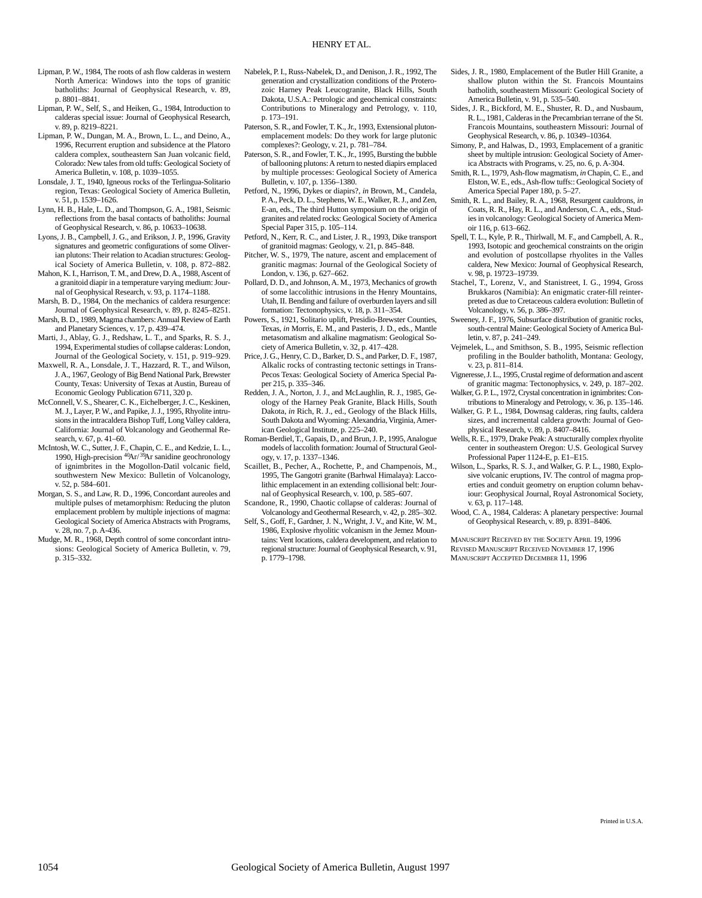Lipman, P. W., 1984, The roots of ash flow calderas in western North America: Windows into the tops of granitic batholiths: Journal of Geophysical Research, v. 89, p. 8801–8841.

Lipman, P. W., Self, S., and Heiken, G., 1984, Introduction to calderas special issue: Journal of Geophysical Research, v. 89, p. 8219–8221.

Lipman, P. W., Dungan, M. A., Brown, L. L., and Deino, A., 1996, Recurrent eruption and subsidence at the Platoro caldera complex, southeastern San Juan volcanic field, Colorado: New tales from old tuffs: Geological Society of America Bulletin, v. 108, p. 1039–1055.

Lonsdale, J. T., 1940, Igneous rocks of the Terlingua-Solitario region, Texas: Geological Society of America Bulletin, v. 51, p. 1539–1626.

Lynn, H. B., Hale, L. D., and Thompson, G. A., 1981, Seismic reflections from the basal contacts of batholiths: Journal of Geophysical Research, v. 86, p. 10633–10638.

Lyons, J. B., Campbell, J. G., and Erikson, J. P., 1996, Gravity signatures and geometric configurations of some Oliverian plutons: Their relation to Acadian structures: Geological Society of America Bulletin, v. 108, p. 872–882.

Mahon, K. I., Harrison, T. M., and Drew, D. A., 1988, Ascent of a granitoid diapir in a temperature varying medium: Journal of Geophysical Research, v. 93, p. 1174–1188.

Marsh, B. D., 1984, On the mechanics of caldera resurgence: Journal of Geophysical Research, v. 89, p. 8245–8251.

Marsh, B. D., 1989, Magma chambers: Annual Review of Earth and Planetary Sciences, v. 17, p. 439–474.

Marti, J., Ablay, G. J., Redshaw, L. T., and Sparks, R. S. J., 1994, Experimental studies of collapse calderas: London, Journal of the Geological Society, v. 151, p. 919–929.

Maxwell, R. A., Lonsdale, J. T., Hazzard, R. T., and Wilson, J. A., 1967, Geology of Big Bend National Park, Brewster County, Texas: University of Texas at Austin, Bureau of Economic Geology Publication 6711, 320 p.

McConnell, V. S., Shearer, C. K., Eichelberger, J. C., Keskinen, M. J., Layer, P. W., and Papike, J. J., 1995, Rhyolite intrusions in the intracaldera Bishop Tuff, Long Valley caldera, California: Journal of Volcanology and Geothermal Research, v. 67, p. 41–60.

McIntosh, W. C., Sutter, J. F., Chapin, C. E., and Kedzie, L. L., 1990, High-precision $^{40}Ar/^{39}Ar$ sanidine geochronology of ignimbrites in the Mogollon-Datil volcanic field, southwestern New Mexico: Bulletin of Volcanology, v. 52, p. 584–601.

Morgan, S. S., and Law, R. D., 1996, Concordant aureoles and multiple pulses of metamorphism: Reducing the pluton emplacement problem by multiple injections of magma: Geological Society of America Abstracts with Programs, v. 28, no. 7, p. A-436.

Mudge, M. R., 1968, Depth control of some concordant intrusions: Geological Society of America Bulletin, v. 79, p. 315–332.

Nabelek, P. I., Russ-Nabelek, D., and Denison, J. R., 1992, The generation and crystallization conditions of the Proterozoic Harney Peak Leucogranite, Black Hills, South Dakota, U.S.A.: Petrologic and geochemical constraints: Contributions to Mineralogy and Petrology, v. 110, p. 173–191.

Paterson, S. R., and Fowler, T. K., Jr., 1993, Extensional pluton-emplacement models: Do they work for large plutonic complexes?: Geology, v. 21, p. 781–784.

Paterson, S. R., and Fowler, T. K., Jr., 1995, Bursting the bubble of ballooning plutons: A return to nested diapirs emplaced by multiple processes: Geological Society of America Bulletin, v. 107, p. 1356–1380.

Petford, N., 1996, Dykes or diapirs?, *in* Brown, M., Candela, P. A., Peck, D. L., Stephens, W. E., Walker, R. J., and Zen, E-an, eds., The third Hutton symposium on the origin of granites and related rocks: Geological Society of America Special Paper 315, p. 105–114.

Petford, N., Kerr, R. C., and Lister, J. R., 1993, Dike transport of granitoid magmas: Geology, v. 21, p. 845–848.

Pitcher, W. S., 1979, The nature, ascent and emplacement of granitic magmas: Journal of the Geological Society of London, v. 136, p. 627–662.

Pollard, D. D., and Johnson, A. M., 1973, Mechanics of growth of some laccolithic intrusions in the Henry Mountains, Utah, II. Bending and failure of overburden layers and sill formation: Tectonophysics, v. 18, p. 311–354.

Powers, S., 1921, Solitario uplift, Presidio-Brewster Counties, Texas, *in* Morris, E. M., and Pasteris, J. D., eds., Mantle metasomatism and alkaline magmatism: Geological Society of America Bulletin, v. 32, p. 417–428.

Price, J. G., Henry, C. D., Barker, D. S., and Parker, D. F., 1987, Alkalic rocks of contrasting tectonic settings in Trans-Pecos Texas: Geological Society of America Special Paper 215, p. 335–346.

Redden, J. A., Norton, J. J., and McLaughlin, R. J., 1985, Geology of the Harney Peak Granite, Black Hills, South Dakota, *in* Rich, R. J., ed., Geology of the Black Hills, South Dakota and Wyoming: Alexandria, Virginia, American Geological Institute, p. 225–240.

Roman-Berdiel, T., Gapais, D., and Brun, J. P., 1995, Analogue models of laccolith formation: Journal of Structural Geology, v. 17, p. 1337–1346.

Scaillet, B., Pecher, A., Rochette, P., and Champenois, M., 1995, The Gangotri granite (Barhwal Himalaya): Laccolithic emplacement in an extending collisional belt: Journal of Geophysical Research, v. 100, p. 585–607.

Scandone, R., 1990, Chaotic collapse of calderas: Journal of Volcanology and Geothermal Research, v. 42, p. 285–302.

Self, S., Goff, F., Gardner, J. N., Wright, J. V., and Kite, W. M., 1986, Explosive rhyolitic volcanism in the Jemez Mountains: Vent locations, caldera development, and relation to regional structure: Journal of Geophysical Research, v. 91, p. 1779–1798.

Sides, J. R., 1980, Emplacement of the Butler Hill Granite, a shallow pluton within the St. Francois Mountains batholith, southeastern Missouri: Geological Society of America Bulletin, v. 91, p. 535–540.

Sides, J. R., Bickford, M. E., Shuster, R. D., and Nusbaum, R. L., 1981, Calderas in the Precambrian terrane of the St. Francois Mountains, southeastern Missouri: Journal of Geophysical Research, v. 86, p. 10349–10364.

Simony, P., and Halwas, D., 1993, Emplacement of a granitic sheet by multiple intrusion: Geological Society of America Abstracts with Programs, v. 25, no. 6, p. A-304.

Smith, R. L., 1979, Ash-flow magmatism, *in* Chapin, C. E., and Elston, W. E., eds., Ash-flow tuffs:: Geological Society of America Special Paper 180, p. 5–27.

Smith, R. L., and Bailey, R. A., 1968, Resurgent cauldrons, *in* Coats, R. R., Hay, R. L., and Anderson, C. A., eds., Studies in volcanology: Geological Society of America Memoir 116, p. 613–662.

Spell, T. L., Kyle, P. R., Thirlwall, M. F., and Campbell, A. R., 1993, Isotopic and geochemical constraints on the origin and evolution of postcollapse rhyolites in the Valles caldera, New Mexico: Journal of Geophysical Research, v. 98, p. 19723–19739.

Stachel, T., Lorenz, V., and Stanistreet, I. G., 1994, Gross Brukkaros (Namibia): An enigmatic crater-fill reinterpreted as due to Cretaceous caldera evolution: Bulletin of Volcanology, v. 56, p. 386–397.

Sweeney, J. F., 1976, Subsurface distribution of granitic rocks, south-central Maine: Geological Society of America Bulletin, v. 87, p. 241–249.

Vejmelek, L., and Smithson, S. B., 1995, Seismic reflection profiling in the Boulder batholith, Montana: Geology, v. 23, p. 811–814.

Vigneresse, J. L., 1995, Crustal regime of deformation and ascent of granitic magma: Tectonophysics, v. 249, p. 187–202.

Walker, G. P. L., 1972, Crystal concentration in ignimbrites: Contributions to Mineralogy and Petrology, v. 36, p. 135–146.

Walker, G. P. L., 1984, Downsag calderas, ring faults, caldera sizes, and incremental caldera growth: Journal of Geophysical Research, v. 89, p. 8407–8416.

Wells, R. E., 1979, Drake Peak: A structurally complex rhyolite center in southeastern Oregon: U.S. Geological Survey Professional Paper 1124-E, p. E1–E15.

Wilson, L., Sparks, R. S. J., and Walker, G. P. L., 1980, Explosive volcanic eruptions, IV. The control of magma properties and conduit geometry on eruption column behaviour: Geophysical Journal, Royal Astronomical Society, v. 63, p. 117–148.

Wood, C. A., 1984, Calderas: A planetary perspective: Journal of Geophysical Research, v. 89, p. 8391–8406.

MANUSCRIPT RECEIVED BY THE SOCIETY APRIL 19, 1996
REVISED MANUSCRIPT RECEIVED NOVEMBER 17, 1996
MANUSCRIPT ACCEPTED DECEMBER 11, 1996

Printed in U.S.A.